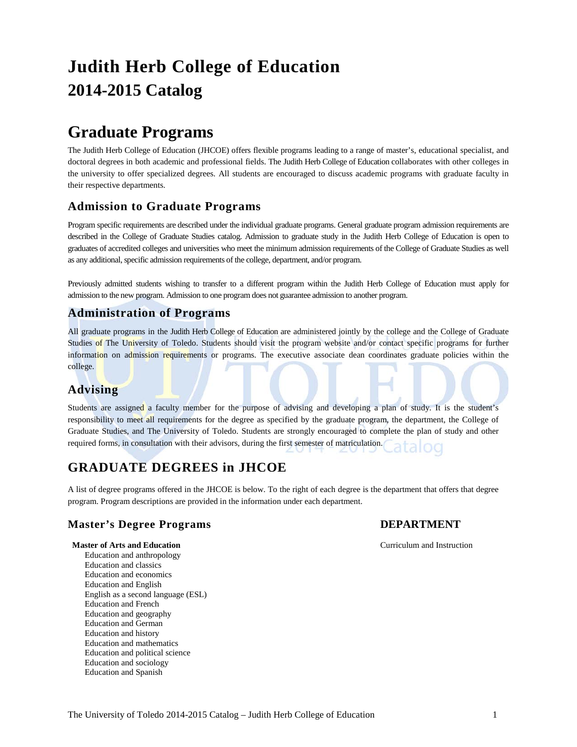# Judith Herb College of Education
# 2014-2015 Catalog

## Graduate Programs

The Judith Herb College of Education (JHCOE) offers flexible programs leading to a range of master's, educational specialist, and doctoral degrees in both academic and professional fields. The Judith Herb College of Education collaborates with other colleges in the university to offer specialized degrees. All students are encouraged to discuss academic programs with graduate faculty in their respective departments.

### Admission to Graduate Programs

Program specific requirements are described under the individual graduate programs. General graduate program admission requirements are described in the College of Graduate Studies catalog. Admission to graduate study in the Judith Herb College of Education is open to graduates of accredited colleges and universities who meet the minimum admission requirements of the College of Graduate Studies as well as any additional, specific admission requirements of the college, department, and/or program.

Previously admitted students wishing to transfer to a different program within the Judith Herb College of Education must apply for admission to the new program. Admission to one program does not guarantee admission to another program.

### Administration of Programs

All graduate programs in the Judith Herb College of Education are administered jointly by the college and the College of Graduate Studies of The University of Toledo. Students should visit the program website and/or contact specific programs for further information on admission requirements or programs. The executive associate dean coordinates graduate policies within the college.

### Advising

Students are assigned a faculty member for the purpose of advising and developing a plan of study. It is the student's responsibility to meet all requirements for the degree as specified by the graduate program, the department, the College of Graduate Studies, and The University of Toledo. Students are strongly encouraged to complete the plan of study and other required forms, in consultation with their advisors, during the first semester of matriculation.

## GRADUATE DEGREES in JHCOE

A list of degree programs offered in the JHCOE is below. To the right of each degree is the department that offers that degree program. Program descriptions are provided in the information under each department.

| Master's Degree Programs | DEPARTMENT |
|---|---|
| **Master of Arts and Education** | Curriculum and Instruction |
| Education and anthropology | |
| Education and classics | |
| Education and economics | |
| Education and English | |
| English as a second language (ESL) | |
| Education and French | |
| Education and geography | |
| Education and German | |
| Education and history | |
| Education and mathematics | |
| Education and political science | |
| Education and sociology | |
| Education and Spanish | |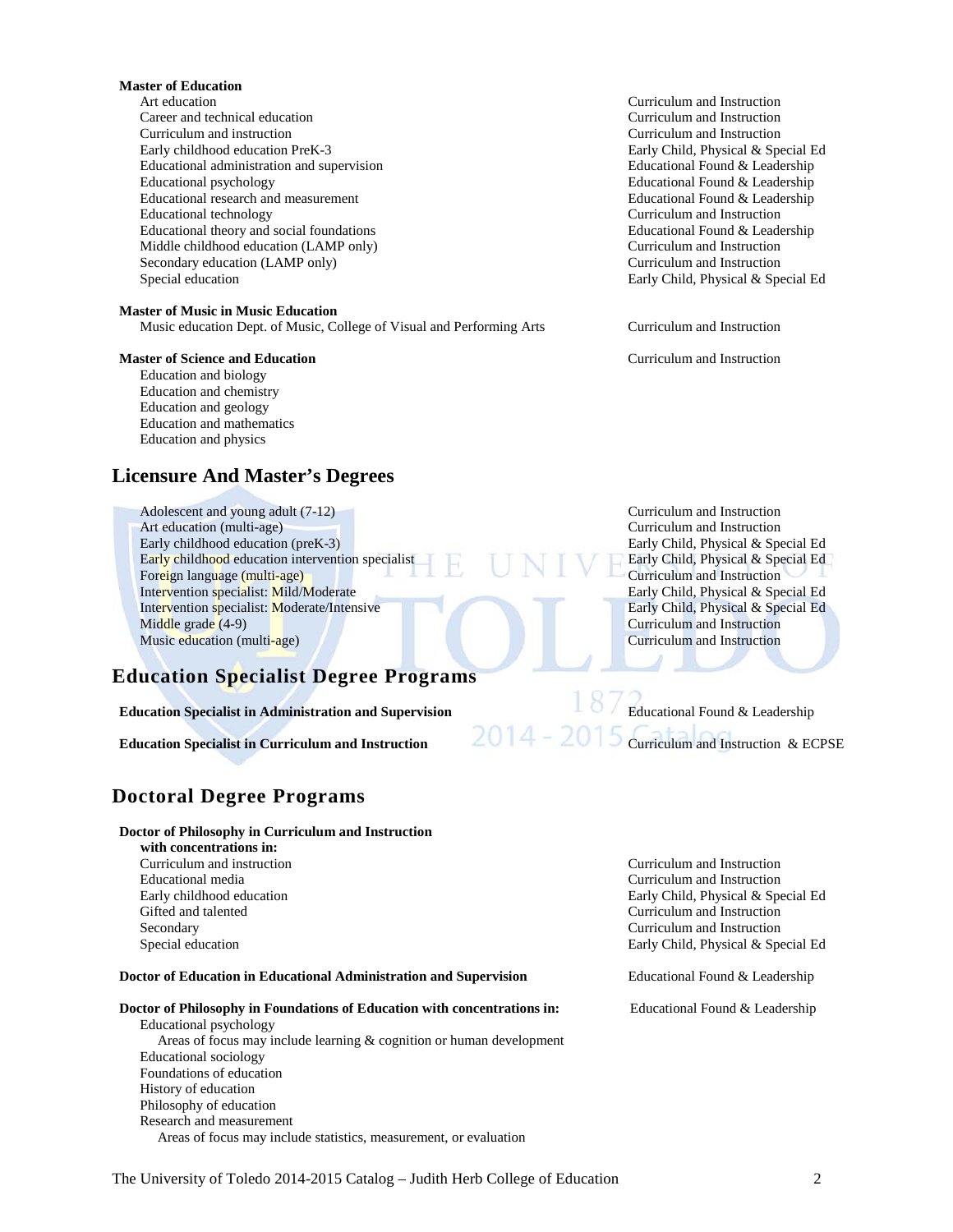**Master of Education**

| Program | Department |
|---|---|
| Art education | Curriculum and Instruction |
| Career and technical education | Curriculum and Instruction |
| Curriculum and instruction | Curriculum and Instruction |
| Early childhood education PreK-3 | Early Child, Physical & Special Ed |
| Educational administration and supervision | Educational Found & Leadership |
| Educational psychology | Educational Found & Leadership |
| Educational research and measurement | Educational Found & Leadership |
| Educational technology | Curriculum and Instruction |
| Educational theory and social foundations | Educational Found & Leadership |
| Middle childhood education (LAMP only) | Curriculum and Instruction |
| Secondary education (LAMP only) | Curriculum and Instruction |
| Special education | Early Child, Physical & Special Ed |

**Master of Music in Music Education**

| Program | Department |
|---|---|
| Music education Dept. of Music, College of Visual and Performing Arts | Curriculum and Instruction |

**Master of Science and Education** — Curriculum and Instruction

- Education and biology
- Education and chemistry
- Education and geology
- Education and mathematics
- Education and physics

## Licensure And Master's Degrees

| Program | Department |
|---|---|
| Adolescent and young adult (7-12) | Curriculum and Instruction |
| Art education (multi-age) | Curriculum and Instruction |
| Early childhood education (preK-3) | Early Child, Physical & Special Ed |
| Early childhood education intervention specialist | Early Child, Physical & Special Ed |
| Foreign language (multi-age) | Curriculum and Instruction |
| Intervention specialist: Mild/Moderate | Early Child, Physical & Special Ed |
| Intervention specialist: Moderate/Intensive | Early Child, Physical & Special Ed |
| Middle grade (4-9) | Curriculum and Instruction |
| Music education (multi-age) | Curriculum and Instruction |

## Education Specialist Degree Programs

| Program | Department |
|---|---|
| **Education Specialist in Administration and Supervision** | Educational Found & Leadership |
| **Education Specialist in Curriculum and Instruction** | Curriculum and Instruction & ECPSE |

## Doctoral Degree Programs

**Doctor of Philosophy in Curriculum and Instruction with concentrations in:**

| Concentration | Department |
|---|---|
| Curriculum and instruction | Curriculum and Instruction |
| Educational media | Curriculum and Instruction |
| Early childhood education | Early Child, Physical & Special Ed |
| Gifted and talented | Curriculum and Instruction |
| Secondary | Curriculum and Instruction |
| Special education | Early Child, Physical & Special Ed |

**Doctor of Education in Educational Administration and Supervision** — Educational Found & Leadership

**Doctor of Philosophy in Foundations of Education with concentrations in:** — Educational Found & Leadership

- Educational psychology
  - Areas of focus may include learning & cognition or human development
- Educational sociology
- Foundations of education
- History of education
- Philosophy of education
- Research and measurement
  - Areas of focus may include statistics, measurement, or evaluation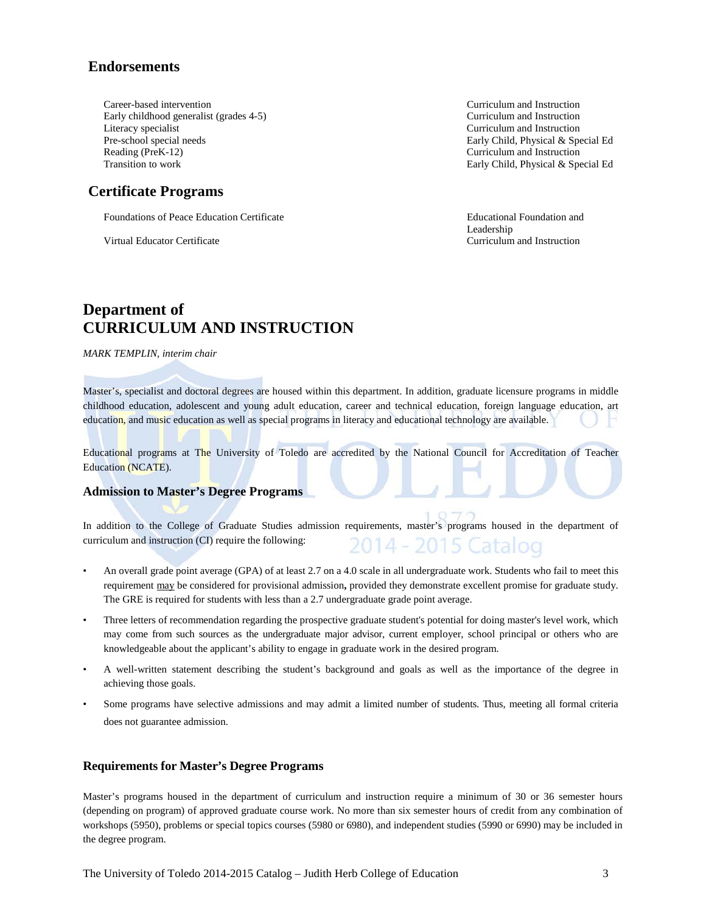## Endorsements

| | |
|---|---|
| Career-based intervention | Curriculum and Instruction |
| Early childhood generalist (grades 4-5) | Curriculum and Instruction |
| Literacy specialist | Curriculum and Instruction |
| Pre-school special needs | Early Child, Physical & Special Ed |
| Reading (PreK-12) | Curriculum and Instruction |
| Transition to work | Early Child, Physical & Special Ed |

## Certificate Programs

| | |
|---|---|
| Foundations of Peace Education Certificate | Educational Foundation and Leadership |
| Virtual Educator Certificate | Curriculum and Instruction |

# Department of CURRICULUM AND INSTRUCTION

*MARK TEMPLIN, interim chair*

Master's, specialist and doctoral degrees are housed within this department. In addition, graduate licensure programs in middle childhood education, adolescent and young adult education, career and technical education, foreign language education, art education, and music education as well as special programs in literacy and educational technology are available.

Educational programs at The University of Toledo are accredited by the National Council for Accreditation of Teacher Education (NCATE).

### Admission to Master's Degree Programs

In addition to the College of Graduate Studies admission requirements, master's programs housed in the department of curriculum and instruction (CI) require the following:

- An overall grade point average (GPA) of at least 2.7 on a 4.0 scale in all undergraduate work. Students who fail to meet this requirement may be considered for provisional admission**,** provided they demonstrate excellent promise for graduate study. The GRE is required for students with less than a 2.7 undergraduate grade point average.
- Three letters of recommendation regarding the prospective graduate student's potential for doing master's level work, which may come from such sources as the undergraduate major advisor, current employer, school principal or others who are knowledgeable about the applicant's ability to engage in graduate work in the desired program.
- A well-written statement describing the student's background and goals as well as the importance of the degree in achieving those goals.
- Some programs have selective admissions and may admit a limited number of students. Thus, meeting all formal criteria does not guarantee admission.

### Requirements for Master's Degree Programs

Master's programs housed in the department of curriculum and instruction require a minimum of 30 or 36 semester hours (depending on program) of approved graduate course work. No more than six semester hours of credit from any combination of workshops (5950), problems or special topics courses (5980 or 6980), and independent studies (5990 or 6990) may be included in the degree program.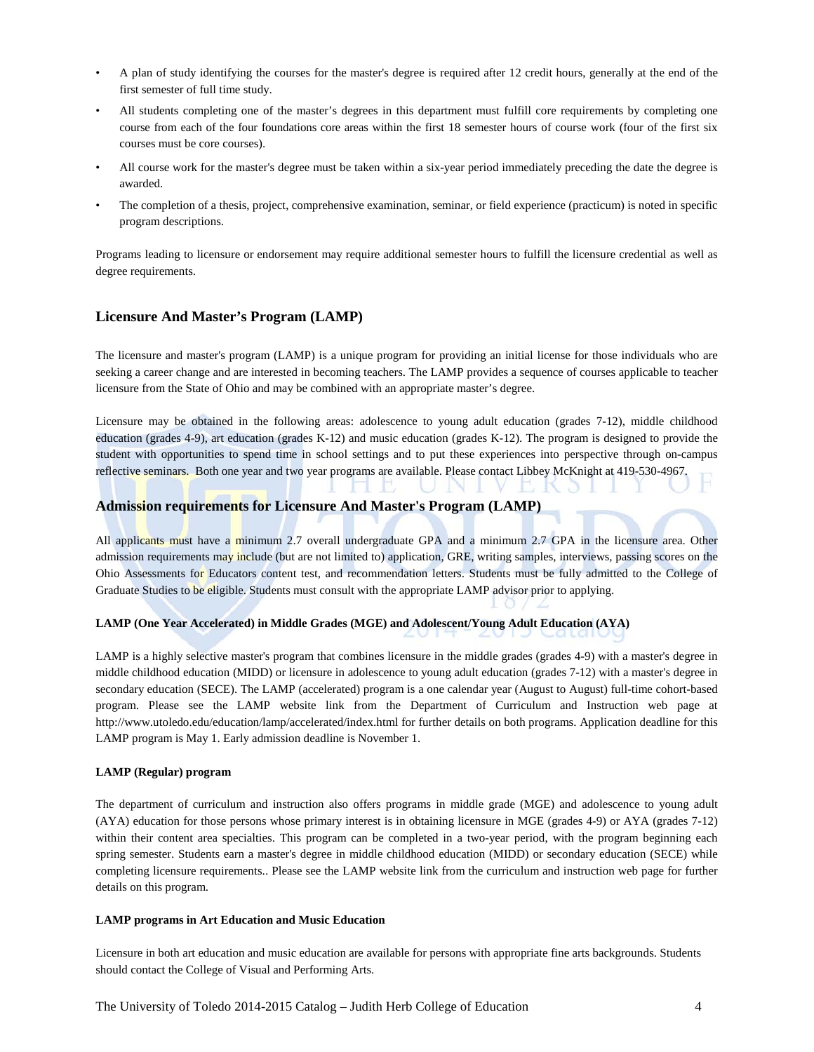- A plan of study identifying the courses for the master's degree is required after 12 credit hours, generally at the end of the first semester of full time study.
- All students completing one of the master's degrees in this department must fulfill core requirements by completing one course from each of the four foundations core areas within the first 18 semester hours of course work (four of the first six courses must be core courses).
- All course work for the master's degree must be taken within a six-year period immediately preceding the date the degree is awarded.
- The completion of a thesis, project, comprehensive examination, seminar, or field experience (practicum) is noted in specific program descriptions.

Programs leading to licensure or endorsement may require additional semester hours to fulfill the licensure credential as well as degree requirements.

## Licensure And Master's Program (LAMP)

The licensure and master's program (LAMP) is a unique program for providing an initial license for those individuals who are seeking a career change and are interested in becoming teachers. The LAMP provides a sequence of courses applicable to teacher licensure from the State of Ohio and may be combined with an appropriate master's degree.

Licensure may be obtained in the following areas: adolescence to young adult education (grades 7-12), middle childhood education (grades 4-9), art education (grades K-12) and music education (grades K-12). The program is designed to provide the student with opportunities to spend time in school settings and to put these experiences into perspective through on-campus reflective seminars. Both one year and two year programs are available. Please contact Libbey McKnight at 419-530-4967.

## Admission requirements for Licensure And Master's Program (LAMP)

All applicants must have a minimum 2.7 overall undergraduate GPA and a minimum 2.7 GPA in the licensure area. Other admission requirements may include (but are not limited to) application, GRE, writing samples, interviews, passing scores on the Ohio Assessments for Educators content test, and recommendation letters. Students must be fully admitted to the College of Graduate Studies to be eligible. Students must consult with the appropriate LAMP advisor prior to applying.

#### LAMP (One Year Accelerated) in Middle Grades (MGE) and Adolescent/Young Adult Education (AYA)

LAMP is a highly selective master's program that combines licensure in the middle grades (grades 4-9) with a master's degree in middle childhood education (MIDD) or licensure in adolescence to young adult education (grades 7-12) with a master's degree in secondary education (SECE). The LAMP (accelerated) program is a one calendar year (August to August) full-time cohort-based program. Please see the LAMP website link from the Department of Curriculum and Instruction web page at http://www.utoledo.edu/education/lamp/accelerated/index.html for further details on both programs. Application deadline for this LAMP program is May 1. Early admission deadline is November 1.

#### LAMP (Regular) program

The department of curriculum and instruction also offers programs in middle grade (MGE) and adolescence to young adult (AYA) education for those persons whose primary interest is in obtaining licensure in MGE (grades 4-9) or AYA (grades 7-12) within their content area specialties. This program can be completed in a two-year period, with the program beginning each spring semester. Students earn a master's degree in middle childhood education (MIDD) or secondary education (SECE) while completing licensure requirements.. Please see the LAMP website link from the curriculum and instruction web page for further details on this program.

#### LAMP programs in Art Education and Music Education

Licensure in both art education and music education are available for persons with appropriate fine arts backgrounds. Students should contact the College of Visual and Performing Arts.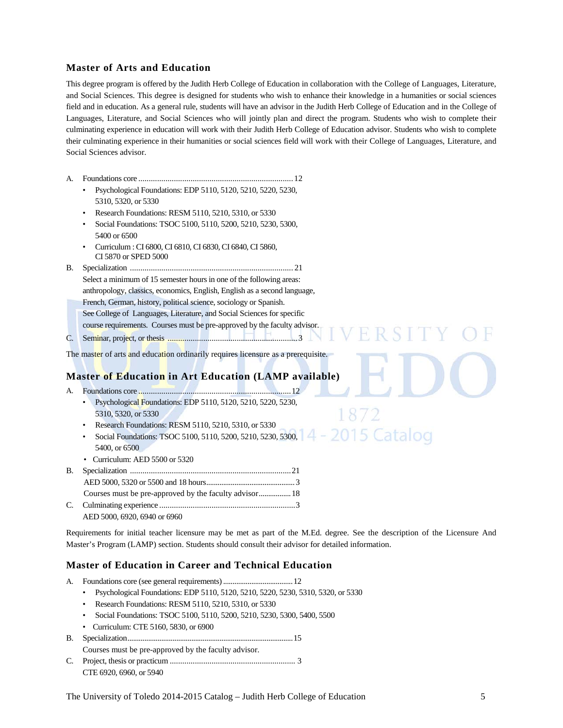## Master of Arts and Education

This degree program is offered by the Judith Herb College of Education in collaboration with the College of Languages, Literature, and Social Sciences. This degree is designed for students who wish to enhance their knowledge in a humanities or social sciences field and in education. As a general rule, students will have an advisor in the Judith Herb College of Education and in the College of Languages, Literature, and Social Sciences who will jointly plan and direct the program. Students who wish to complete their culminating experience in education will work with their Judith Herb College of Education advisor. Students who wish to complete their culminating experience in their humanities or social sciences field will work with their College of Languages, Literature, and Social Sciences advisor.

A. Foundations core .......................................................................... 12
- Psychological Foundations: EDP 5110, 5120, 5210, 5220, 5230, 5310, 5320, or 5330
- Research Foundations: RESM 5110, 5210, 5310, or 5330
- Social Foundations: TSOC 5100, 5110, 5200, 5210, 5230, 5300, 5400 or 6500
- Curriculum : CI 6800, CI 6810, CI 6830, CI 6840, CI 5860, CI 5870 or SPED 5000

B. Specialization .............................................................................. 21
Select a minimum of 15 semester hours in one of the following areas: anthropology, classics, economics, English, English as a second language, French, German, history, political science, sociology or Spanish. See College of Languages, Literature, and Social Sciences for specific course requirements. Courses must be pre-approved by the faculty advisor.

C. Seminar, project, or thesis ............................................................... 3

The master of arts and education ordinarily requires licensure as a prerequisite.

## Master of Education in Art Education (LAMP available)

A. Foundations core .......................................................................... 12
- Psychological Foundations: EDP 5110, 5120, 5210, 5220, 5230, 5310, 5320, or 5330
- Research Foundations: RESM 5110, 5210, 5310, or 5330
- Social Foundations: TSOC 5100, 5110, 5200, 5210, 5230, 5300, 5400, or 6500
- Curriculum: AED 5500 or 5320

B. Specialization .............................................................................. 21
AED 5000, 5320 or 5500 and 18 hours............................................... 3
Courses must be pre-approved by the faculty advisor................. 18

C. Culminating experience ................................................................. 3
AED 5000, 6920, 6940 or 6960

Requirements for initial teacher licensure may be met as part of the M.Ed. degree. See the description of the Licensure And Master's Program (LAMP) section. Students should consult their advisor for detailed information.

## Master of Education in Career and Technical Education

A. Foundations core (see general requirements) ..................................... 12
- Psychological Foundations: EDP 5110, 5120, 5210, 5220, 5230, 5310, 5320, or 5330
- Research Foundations: RESM 5110, 5210, 5310, or 5330
- Social Foundations: TSOC 5100, 5110, 5200, 5210, 5230, 5300, 5400, 5500
- Curriculum: CTE 5160, 5830, or 6900

B. Specialization....................................................................................... 15
Courses must be pre-approved by the faculty advisor.

C. Project, thesis or practicum ............................................................ 3
CTE 6920, 6960, or 5940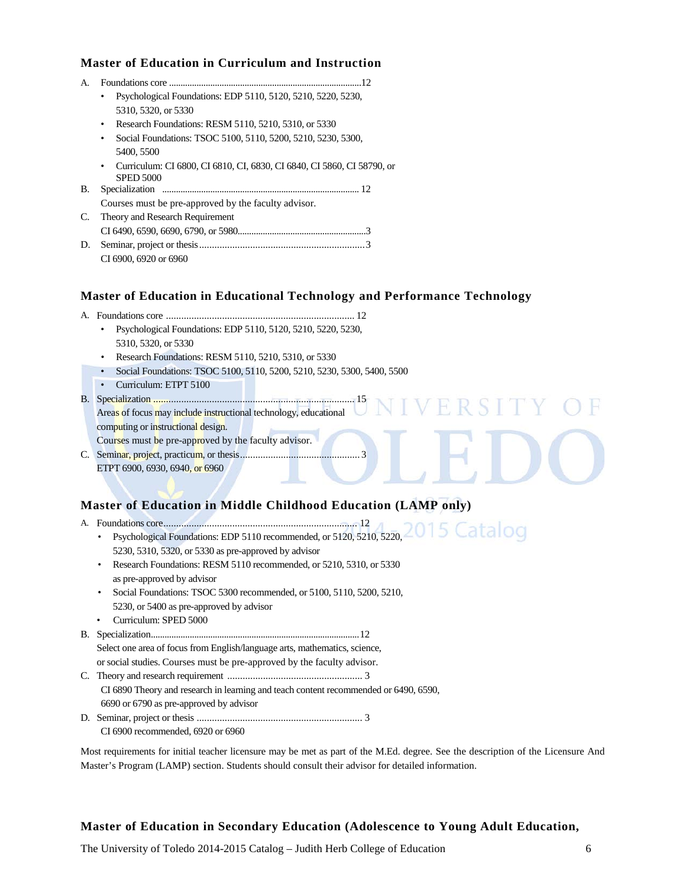### Master of Education in Curriculum and Instruction

A. Foundations core ....................................................................................12
   - Psychological Foundations: EDP 5110, 5120, 5210, 5220, 5230, 5310, 5320, or 5330
   - Research Foundations: RESM 5110, 5210, 5310, or 5330
   - Social Foundations: TSOC 5100, 5110, 5200, 5210, 5230, 5300, 5400, 5500
   - Curriculum: CI 6800, CI 6810, CI, 6830, CI 6840, CI 5860, CI 58790, or SPED 5000

B. Specialization ..................................................................................... 12
   Courses must be pre-approved by the faculty advisor.

C. Theory and Research Requirement
   CI 6490, 6590, 6690, 6790, or 5980.......................................................3

D. Seminar, project or thesis.................................................................3
   CI 6900, 6920 or 6960

### Master of Education in Educational Technology and Performance Technology

A. Foundations core ........................................................................... 12
   - Psychological Foundations: EDP 5110, 5120, 5210, 5220, 5230, 5310, 5320, or 5330
   - Research Foundations: RESM 5110, 5210, 5310, or 5330
   - Social Foundations: TSOC 5100, 5110, 5200, 5210, 5230, 5300, 5400, 5500
   - Curriculum: ETPT 5100

B. Specialization ................................................................................ 15
   Areas of focus may include instructional technology, educational computing or instructional design.
   Courses must be pre-approved by the faculty advisor.

C. Seminar, project, practicum, or thesis.............................................. 3
   ETPT 6900, 6930, 6940, or 6960

### Master of Education in Middle Childhood Education (LAMP only)

A. Foundations core........................................................................... 12
   - Psychological Foundations: EDP 5110 recommended, or 5120, 5210, 5220, 5230, 5310, 5320, or 5330 as pre-approved by advisor
   - Research Foundations: RESM 5110 recommended, or 5210, 5310, or 5330 as pre-approved by advisor
   - Social Foundations: TSOC 5300 recommended, or 5100, 5110, 5200, 5210, 5230, or 5400 as pre-approved by advisor
   - Curriculum: SPED 5000

B. Specialization..........................................................................................12
   Select one area of focus from English/language arts, mathematics, science, or social studies. Courses must be pre-approved by the faculty advisor.

C. Theory and research requirement ..................................................... 3
   CI 6890 Theory and research in learning and teach content recommended or 6490, 6590, 6690 or 6790 as pre-approved by advisor

D. Seminar, project or thesis ................................................................. 3
   CI 6900 recommended, 6920 or 6960

Most requirements for initial teacher licensure may be met as part of the M.Ed. degree. See the description of the Licensure And Master's Program (LAMP) section. Students should consult their advisor for detailed information.

### Master of Education in Secondary Education (Adolescence to Young Adult Education,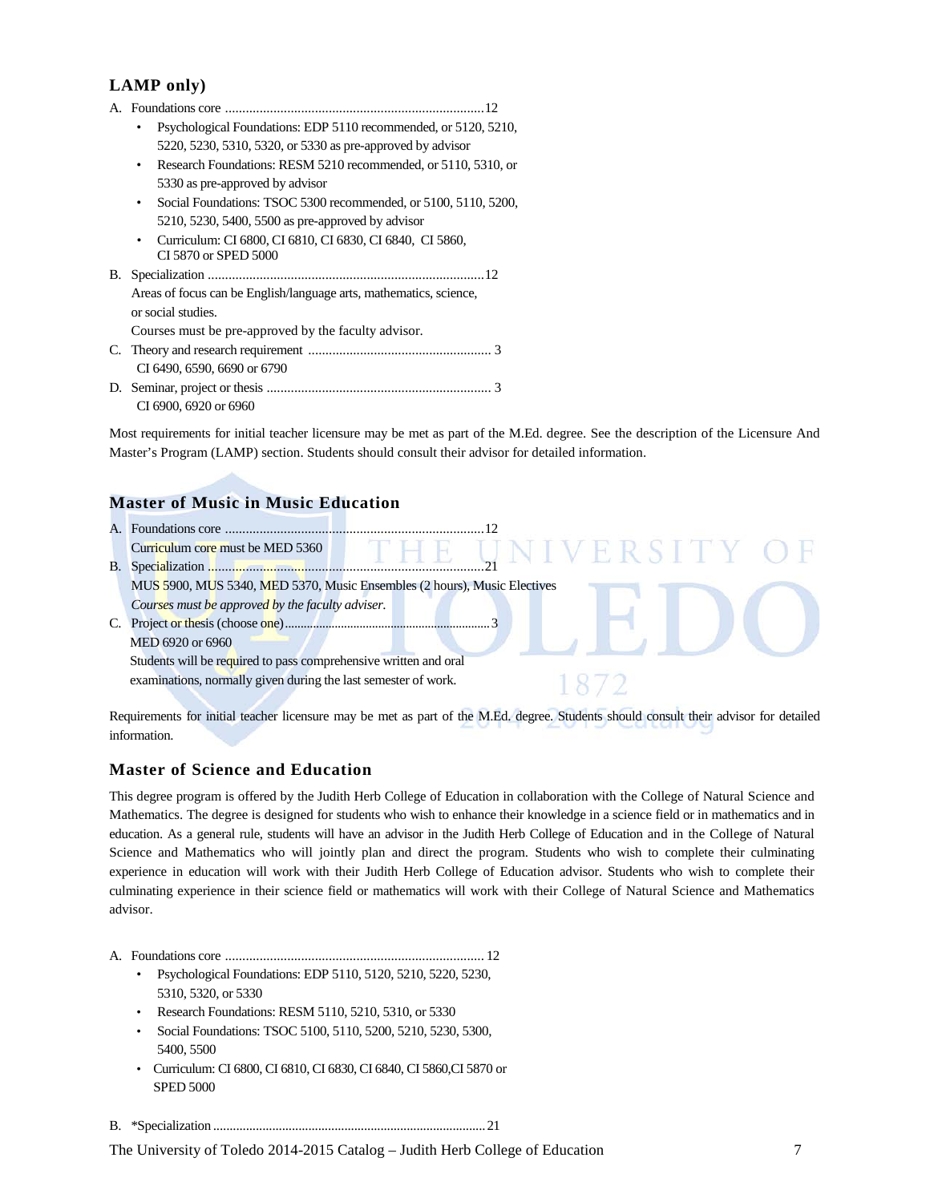### LAMP only)

A. Foundations core ...........................................................................12
- Psychological Foundations: EDP 5110 recommended, or 5120, 5210, 5220, 5230, 5310, 5320, or 5330 as pre-approved by advisor
- Research Foundations: RESM 5210 recommended, or 5110, 5310, or 5330 as pre-approved by advisor
- Social Foundations: TSOC 5300 recommended, or 5100, 5110, 5200, 5210, 5230, 5400, 5500 as pre-approved by advisor
- Curriculum: CI 6800, CI 6810, CI 6830, CI 6840, CI 5860, CI 5870 or SPED 5000

B. Specialization ...............................................................................12
Areas of focus can be English/language arts, mathematics, science, or social studies.
Courses must be pre-approved by the faculty advisor.

C. Theory and research requirement ..................................................... 3
CI 6490, 6590, 6690 or 6790

D. Seminar, project or thesis ................................................................. 3
CI 6900, 6920 or 6960

Most requirements for initial teacher licensure may be met as part of the M.Ed. degree. See the description of the Licensure And Master's Program (LAMP) section. Students should consult their advisor for detailed information.

### Master of Music in Music Education

A. Foundations core ...........................................................................12
Curriculum core must be MED 5360

B. Specialization ...............................................................................21
MUS 5900, MUS 5340, MED 5370, Music Ensembles (2 hours), Music Electives
*Courses must be approved by the faculty adviser.*

C. Project or thesis (choose one)...................................................................3
MED 6920 or 6960
Students will be required to pass comprehensive written and oral examinations, normally given during the last semester of work.

Requirements for initial teacher licensure may be met as part of the M.Ed. degree. Students should consult their advisor for detailed information.

### Master of Science and Education

This degree program is offered by the Judith Herb College of Education in collaboration with the College of Natural Science and Mathematics. The degree is designed for students who wish to enhance their knowledge in a science field or in mathematics and in education. As a general rule, students will have an advisor in the Judith Herb College of Education and in the College of Natural Science and Mathematics who will jointly plan and direct the program. Students who wish to complete their culminating experience in education will work with their Judith Herb College of Education advisor. Students who wish to complete their culminating experience in their science field or mathematics will work with their College of Natural Science and Mathematics advisor.

A. Foundations core ........................................................................... 12
- Psychological Foundations: EDP 5110, 5120, 5210, 5220, 5230, 5310, 5320, or 5330
- Research Foundations: RESM 5110, 5210, 5310, or 5330
- Social Foundations: TSOC 5100, 5110, 5200, 5210, 5230, 5300, 5400, 5500
- Curriculum: CI 6800, CI 6810, CI 6830, CI 6840, CI 5860,CI 5870 or SPED 5000

B. *Specialization..................................................................................21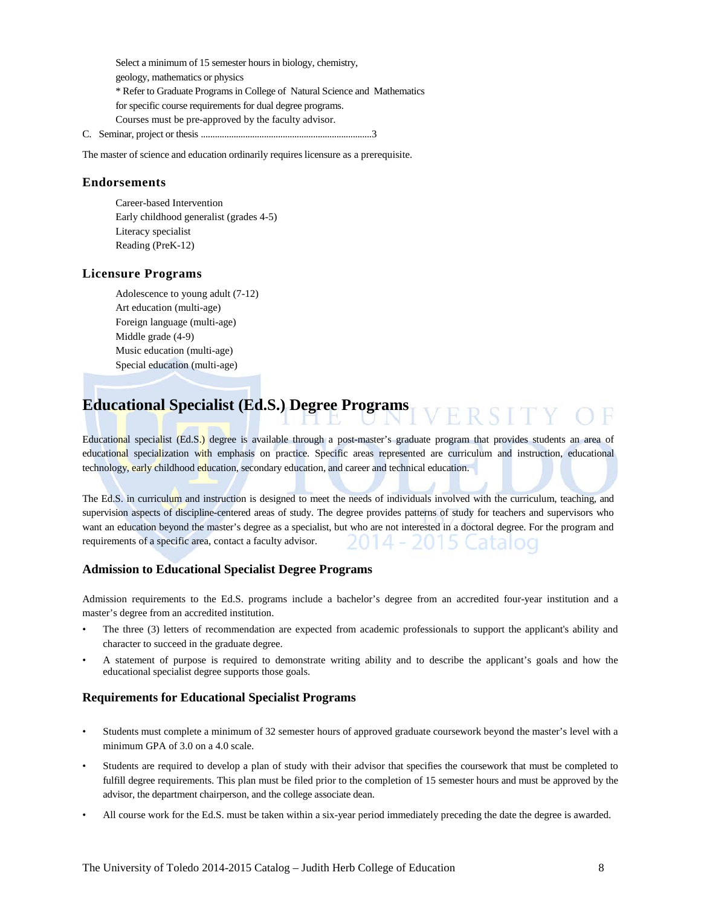Select a minimum of 15 semester hours in biology, chemistry, geology, mathematics or physics
* Refer to Graduate Programs in College of Natural Science and Mathematics for specific course requirements for dual degree programs.
Courses must be pre-approved by the faculty advisor.

C. Seminar, project or thesis ........................................................................3

The master of science and education ordinarily requires licensure as a prerequisite.

### Endorsements

Career-based Intervention
Early childhood generalist (grades 4-5)
Literacy specialist
Reading (PreK-12)

### Licensure Programs

Adolescence to young adult (7-12)
Art education (multi-age)
Foreign language (multi-age)
Middle grade (4-9)
Music education (multi-age)
Special education (multi-age)

## Educational Specialist (Ed.S.) Degree Programs

Educational specialist (Ed.S.) degree is available through a post-master's graduate program that provides students an area of educational specialization with emphasis on practice. Specific areas represented are curriculum and instruction, educational technology, early childhood education, secondary education, and career and technical education.

The Ed.S. in curriculum and instruction is designed to meet the needs of individuals involved with the curriculum, teaching, and supervision aspects of discipline-centered areas of study. The degree provides patterns of study for teachers and supervisors who want an education beyond the master's degree as a specialist, but who are not interested in a doctoral degree. For the program and requirements of a specific area, contact a faculty advisor.

### Admission to Educational Specialist Degree Programs

Admission requirements to the Ed.S. programs include a bachelor's degree from an accredited four-year institution and a master's degree from an accredited institution.

- The three (3) letters of recommendation are expected from academic professionals to support the applicant's ability and character to succeed in the graduate degree.
- A statement of purpose is required to demonstrate writing ability and to describe the applicant's goals and how the educational specialist degree supports those goals.

### Requirements for Educational Specialist Programs

- Students must complete a minimum of 32 semester hours of approved graduate coursework beyond the master's level with a minimum GPA of 3.0 on a 4.0 scale.
- Students are required to develop a plan of study with their advisor that specifies the coursework that must be completed to fulfill degree requirements. This plan must be filed prior to the completion of 15 semester hours and must be approved by the advisor, the department chairperson, and the college associate dean.
- All course work for the Ed.S. must be taken within a six-year period immediately preceding the date the degree is awarded.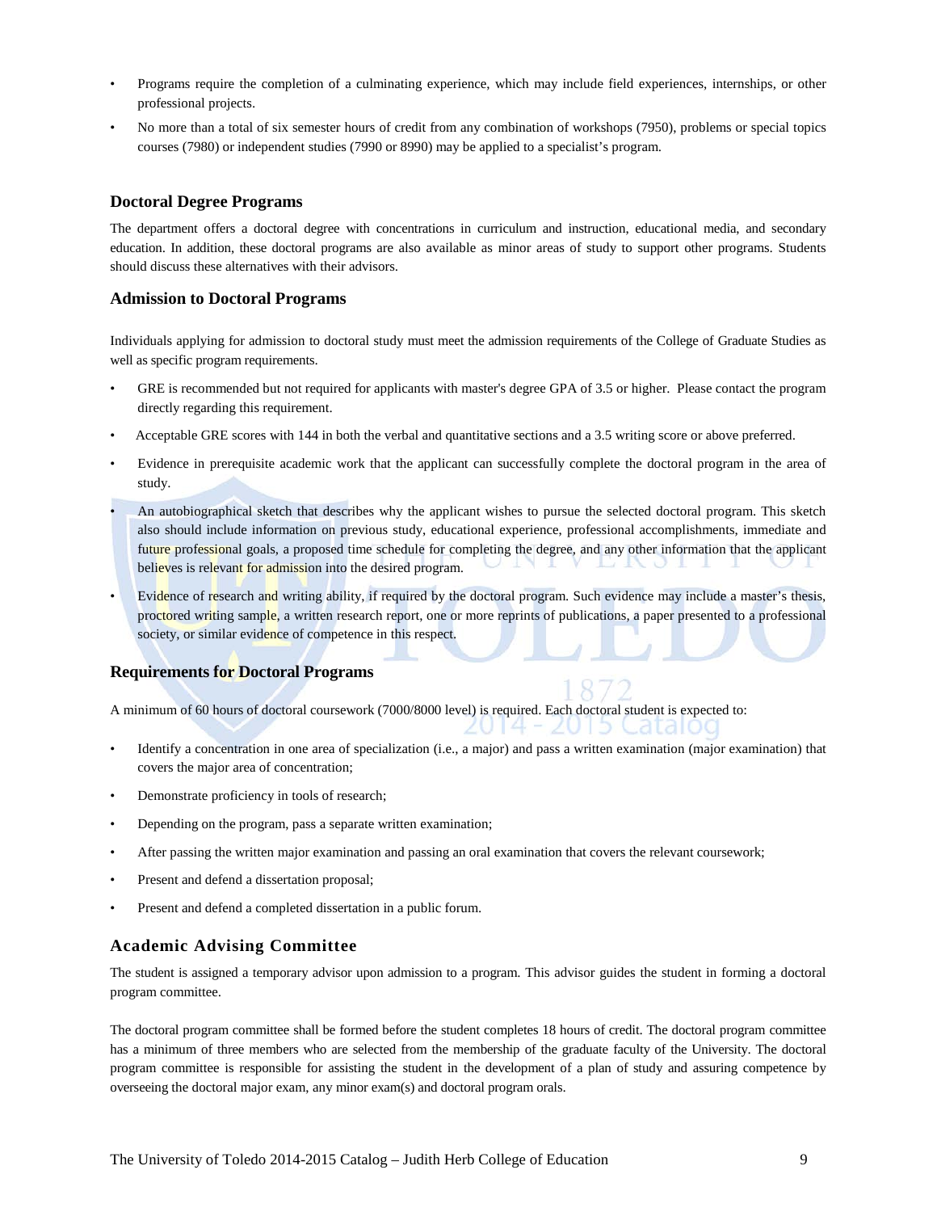- Programs require the completion of a culminating experience, which may include field experiences, internships, or other professional projects.
- No more than a total of six semester hours of credit from any combination of workshops (7950), problems or special topics courses (7980) or independent studies (7990 or 8990) may be applied to a specialist's program.

### Doctoral Degree Programs

The department offers a doctoral degree with concentrations in curriculum and instruction, educational media, and secondary education. In addition, these doctoral programs are also available as minor areas of study to support other programs. Students should discuss these alternatives with their advisors.

### Admission to Doctoral Programs

Individuals applying for admission to doctoral study must meet the admission requirements of the College of Graduate Studies as well as specific program requirements.

- GRE is recommended but not required for applicants with master's degree GPA of 3.5 or higher. Please contact the program directly regarding this requirement.
- Acceptable GRE scores with 144 in both the verbal and quantitative sections and a 3.5 writing score or above preferred.
- Evidence in prerequisite academic work that the applicant can successfully complete the doctoral program in the area of study.
- An autobiographical sketch that describes why the applicant wishes to pursue the selected doctoral program. This sketch also should include information on previous study, educational experience, professional accomplishments, immediate and future professional goals, a proposed time schedule for completing the degree, and any other information that the applicant believes is relevant for admission into the desired program.
- Evidence of research and writing ability, if required by the doctoral program. Such evidence may include a master's thesis, proctored writing sample, a written research report, one or more reprints of publications, a paper presented to a professional society, or similar evidence of competence in this respect.

### Requirements for Doctoral Programs

A minimum of 60 hours of doctoral coursework (7000/8000 level) is required. Each doctoral student is expected to:

- Identify a concentration in one area of specialization (i.e., a major) and pass a written examination (major examination) that covers the major area of concentration;
- Demonstrate proficiency in tools of research;
- Depending on the program, pass a separate written examination;
- After passing the written major examination and passing an oral examination that covers the relevant coursework;
- Present and defend a dissertation proposal;
- Present and defend a completed dissertation in a public forum.

### Academic Advising Committee

The student is assigned a temporary advisor upon admission to a program. This advisor guides the student in forming a doctoral program committee.

The doctoral program committee shall be formed before the student completes 18 hours of credit. The doctoral program committee has a minimum of three members who are selected from the membership of the graduate faculty of the University. The doctoral program committee is responsible for assisting the student in the development of a plan of study and assuring competence by overseeing the doctoral major exam, any minor exam(s) and doctoral program orals.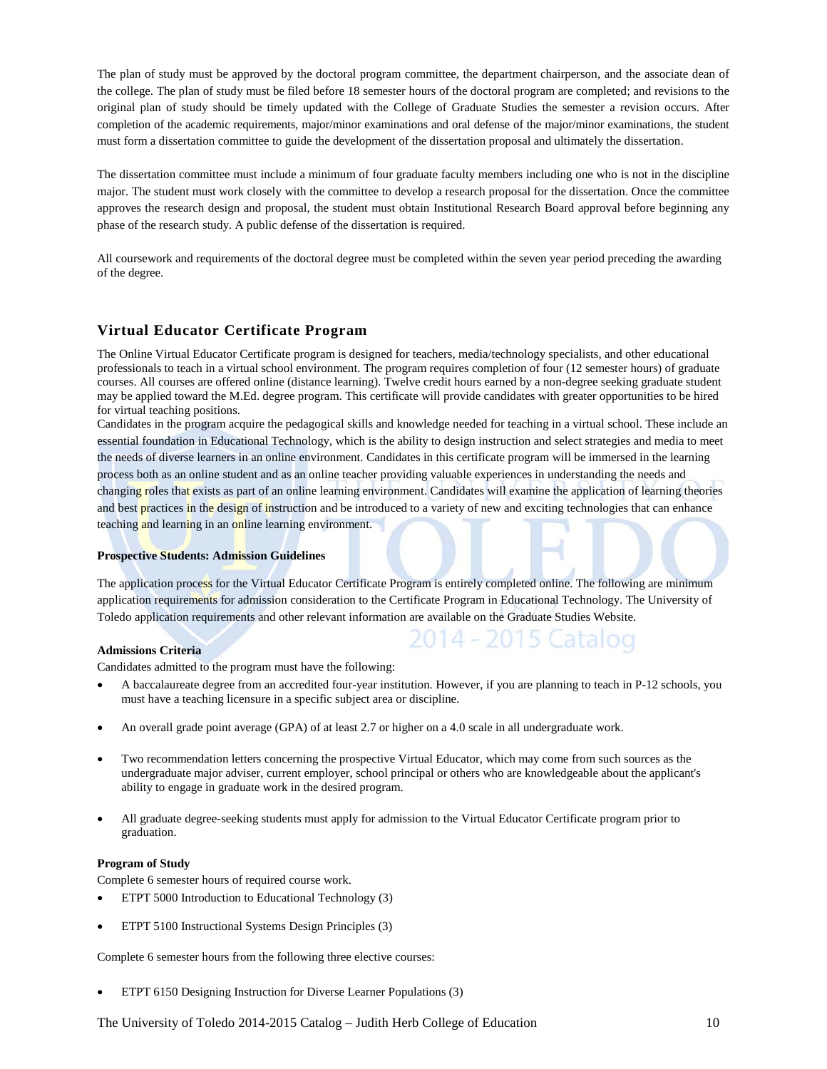The plan of study must be approved by the doctoral program committee, the department chairperson, and the associate dean of the college. The plan of study must be filed before 18 semester hours of the doctoral program are completed; and revisions to the original plan of study should be timely updated with the College of Graduate Studies the semester a revision occurs. After completion of the academic requirements, major/minor examinations and oral defense of the major/minor examinations, the student must form a dissertation committee to guide the development of the dissertation proposal and ultimately the dissertation.

The dissertation committee must include a minimum of four graduate faculty members including one who is not in the discipline major. The student must work closely with the committee to develop a research proposal for the dissertation. Once the committee approves the research design and proposal, the student must obtain Institutional Research Board approval before beginning any phase of the research study. A public defense of the dissertation is required.

All coursework and requirements of the doctoral degree must be completed within the seven year period preceding the awarding of the degree.

## Virtual Educator Certificate Program

The Online Virtual Educator Certificate program is designed for teachers, media/technology specialists, and other educational professionals to teach in a virtual school environment. The program requires completion of four (12 semester hours) of graduate courses. All courses are offered online (distance learning). Twelve credit hours earned by a non-degree seeking graduate student may be applied toward the M.Ed. degree program. This certificate will provide candidates with greater opportunities to be hired for virtual teaching positions.

Candidates in the program acquire the pedagogical skills and knowledge needed for teaching in a virtual school. These include an essential foundation in Educational Technology, which is the ability to design instruction and select strategies and media to meet the needs of diverse learners in an online environment. Candidates in this certificate program will be immersed in the learning process both as an online student and as an online teacher providing valuable experiences in understanding the needs and changing roles that exists as part of an online learning environment. Candidates will examine the application of learning theories and best practices in the design of instruction and be introduced to a variety of new and exciting technologies that can enhance teaching and learning in an online learning environment.

**Prospective Students: Admission Guidelines**

The application process for the Virtual Educator Certificate Program is entirely completed online. The following are minimum application requirements for admission consideration to the Certificate Program in Educational Technology. The University of Toledo application requirements and other relevant information are available on the Graduate Studies Website.

**Admissions Criteria**

Candidates admitted to the program must have the following:

- A baccalaureate degree from an accredited four-year institution. However, if you are planning to teach in P-12 schools, you must have a teaching licensure in a specific subject area or discipline.
- An overall grade point average (GPA) of at least 2.7 or higher on a 4.0 scale in all undergraduate work.
- Two recommendation letters concerning the prospective Virtual Educator, which may come from such sources as the undergraduate major adviser, current employer, school principal or others who are knowledgeable about the applicant's ability to engage in graduate work in the desired program.
- All graduate degree-seeking students must apply for admission to the Virtual Educator Certificate program prior to graduation.

**Program of Study**

Complete 6 semester hours of required course work.

- ETPT 5000 Introduction to Educational Technology (3)
- ETPT 5100 Instructional Systems Design Principles (3)

Complete 6 semester hours from the following three elective courses:

- ETPT 6150 Designing Instruction for Diverse Learner Populations (3)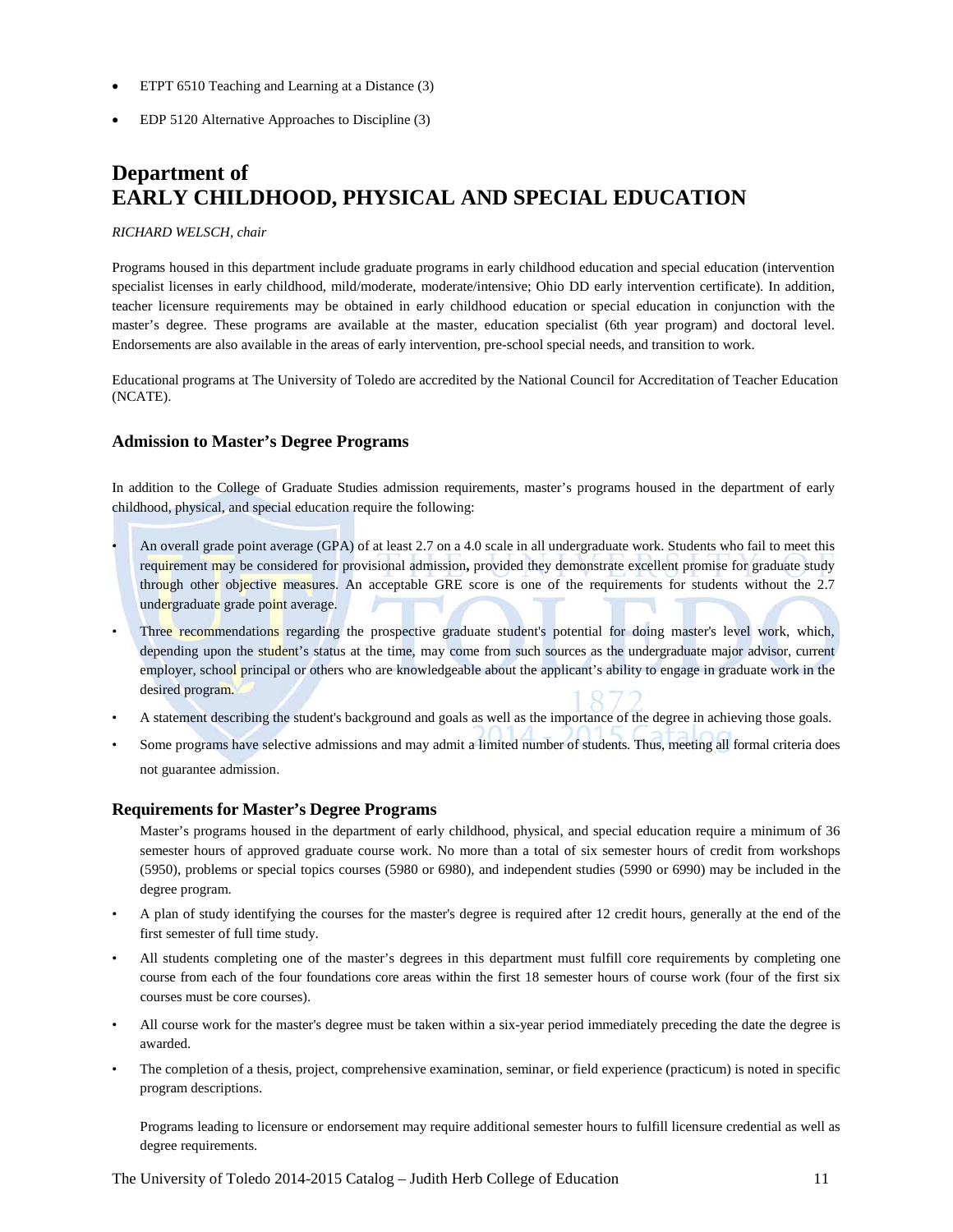- ETPT 6510 Teaching and Learning at a Distance (3)
- EDP 5120 Alternative Approaches to Discipline (3)

# Department of EARLY CHILDHOOD, PHYSICAL AND SPECIAL EDUCATION

*RICHARD WELSCH, chair*

Programs housed in this department include graduate programs in early childhood education and special education (intervention specialist licenses in early childhood, mild/moderate, moderate/intensive; Ohio DD early intervention certificate). In addition, teacher licensure requirements may be obtained in early childhood education or special education in conjunction with the master's degree. These programs are available at the master, education specialist (6th year program) and doctoral level. Endorsements are also available in the areas of early intervention, pre-school special needs, and transition to work.

Educational programs at The University of Toledo are accredited by the National Council for Accreditation of Teacher Education (NCATE).

### Admission to Master's Degree Programs

In addition to the College of Graduate Studies admission requirements, master's programs housed in the department of early childhood, physical, and special education require the following:

- An overall grade point average (GPA) of at least 2.7 on a 4.0 scale in all undergraduate work. Students who fail to meet this requirement may be considered for provisional admission**,** provided they demonstrate excellent promise for graduate study through other objective measures. An acceptable GRE score is one of the requirements for students without the 2.7 undergraduate grade point average.
- Three recommendations regarding the prospective graduate student's potential for doing master's level work, which, depending upon the student's status at the time, may come from such sources as the undergraduate major advisor, current employer, school principal or others who are knowledgeable about the applicant's ability to engage in graduate work in the desired program.
- A statement describing the student's background and goals as well as the importance of the degree in achieving those goals.
- Some programs have selective admissions and may admit a limited number of students. Thus, meeting all formal criteria does not guarantee admission.

### Requirements for Master's Degree Programs

Master's programs housed in the department of early childhood, physical, and special education require a minimum of 36 semester hours of approved graduate course work. No more than a total of six semester hours of credit from workshops (5950), problems or special topics courses (5980 or 6980), and independent studies (5990 or 6990) may be included in the degree program.

- A plan of study identifying the courses for the master's degree is required after 12 credit hours, generally at the end of the first semester of full time study.
- All students completing one of the master's degrees in this department must fulfill core requirements by completing one course from each of the four foundations core areas within the first 18 semester hours of course work (four of the first six courses must be core courses).
- All course work for the master's degree must be taken within a six-year period immediately preceding the date the degree is awarded.
- The completion of a thesis, project, comprehensive examination, seminar, or field experience (practicum) is noted in specific program descriptions.

Programs leading to licensure or endorsement may require additional semester hours to fulfill licensure credential as well as degree requirements.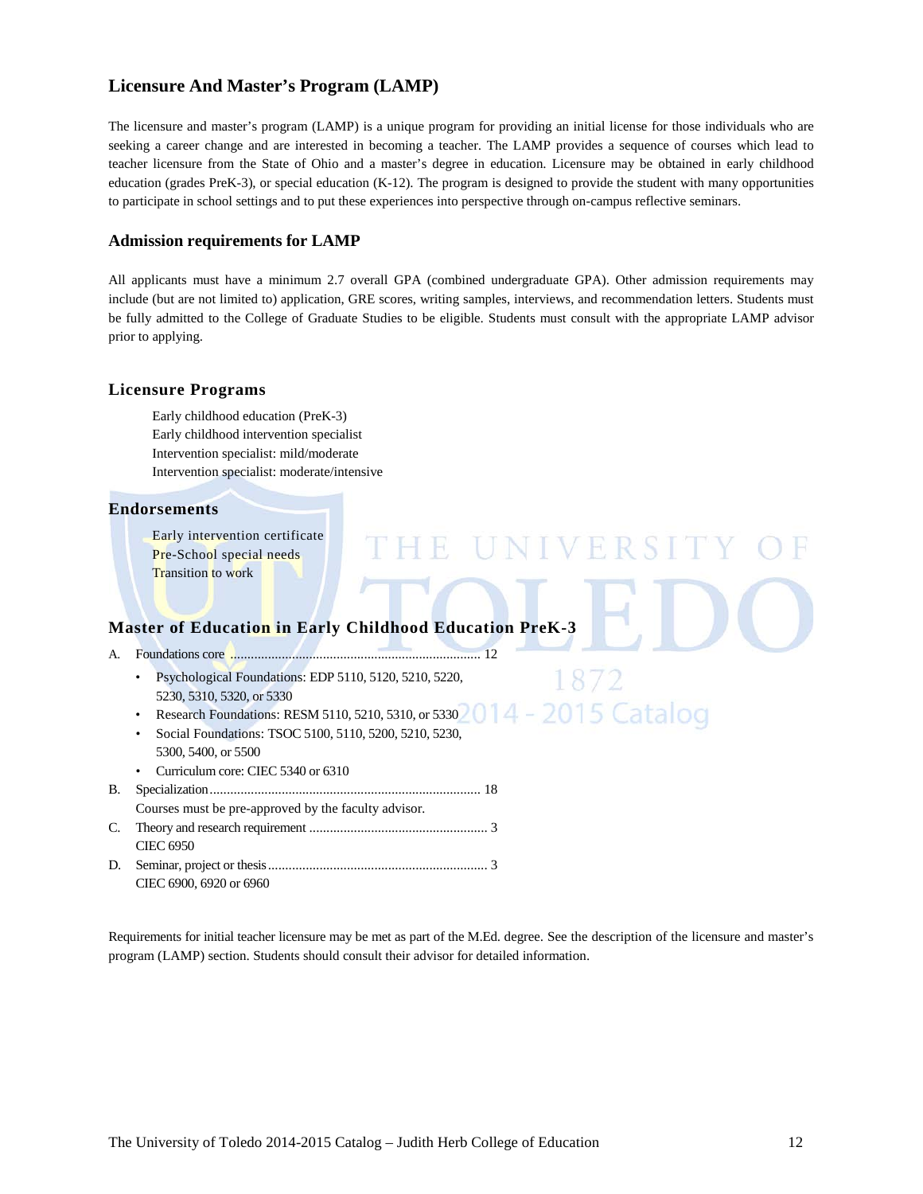## Licensure And Master's Program (LAMP)

The licensure and master's program (LAMP) is a unique program for providing an initial license for those individuals who are seeking a career change and are interested in becoming a teacher. The LAMP provides a sequence of courses which lead to teacher licensure from the State of Ohio and a master's degree in education. Licensure may be obtained in early childhood education (grades PreK-3), or special education (K-12). The program is designed to provide the student with many opportunities to participate in school settings and to put these experiences into perspective through on-campus reflective seminars.

### Admission requirements for LAMP

All applicants must have a minimum 2.7 overall GPA (combined undergraduate GPA). Other admission requirements may include (but are not limited to) application, GRE scores, writing samples, interviews, and recommendation letters. Students must be fully admitted to the College of Graduate Studies to be eligible. Students must consult with the appropriate LAMP advisor prior to applying.

### Licensure Programs

Early childhood education (PreK-3)
Early childhood intervention specialist
Intervention specialist: mild/moderate
Intervention specialist: moderate/intensive

### Endorsements

Early intervention certificate
Pre-School special needs
Transition to work

### Master of Education in Early Childhood Education PreK-3

A. Foundations core ........................................................................ 12
- Psychological Foundations: EDP 5110, 5120, 5210, 5220, 5230, 5310, 5320, or 5330
- Research Foundations: RESM 5110, 5210, 5310, or 5330
- Social Foundations: TSOC 5100, 5110, 5200, 5210, 5230, 5300, 5400, or 5500
- Curriculum core: CIEC 5340 or 6310

B. Specialization.............................................................................. 18
Courses must be pre-approved by the faculty advisor.

C. Theory and research requirement .................................................... 3
CIEC 6950

D. Seminar, project or thesis................................................................ 3
CIEC 6900, 6920 or 6960

Requirements for initial teacher licensure may be met as part of the M.Ed. degree. See the description of the licensure and master's program (LAMP) section. Students should consult their advisor for detailed information.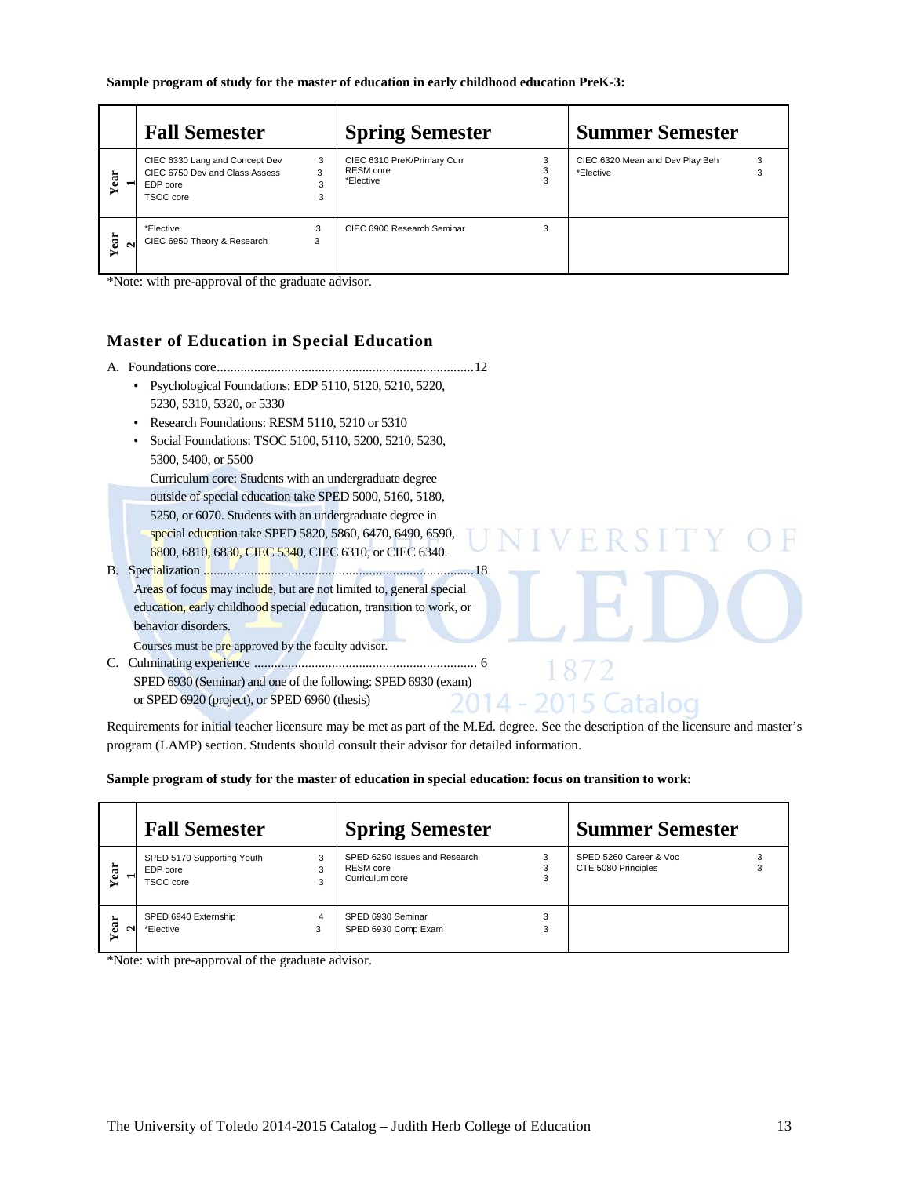**Sample program of study for the master of education in early childhood education PreK-3:**

| | Fall Semester | | Spring Semester | | Summer Semester | |
|---|---|---|---|---|---|---|
| Year 1 | CIEC 6330 Lang and Concept Dev<br>CIEC 6750 Dev and Class Assess<br>EDP core<br>TSOC core | 3<br>3<br>3<br>3 | CIEC 6310 PreK/Primary Curr<br>RESM core<br>*Elective | 3<br>3<br>3 | CIEC 6320 Mean and Dev Play Beh<br>*Elective | 3<br>3 |
| Year 2 | *Elective<br>CIEC 6950 Theory & Research | 3<br>3 | CIEC 6900 Research Seminar | 3 | | |

*Note: with pre-approval of the graduate advisor.

### Master of Education in Special Education

A. Foundations core............................................................................12
- Psychological Foundations: EDP 5110, 5120, 5210, 5220, 5230, 5310, 5320, or 5330
- Research Foundations: RESM 5110, 5210 or 5310
- Social Foundations: TSOC 5100, 5110, 5200, 5210, 5230, 5300, 5400, or 5500

  Curriculum core: Students with an undergraduate degree outside of special education take SPED 5000, 5160, 5180, 5250, or 6070. Students with an undergraduate degree in special education take SPED 5820, 5860, 6470, 6490, 6590, 6800, 6810, 6830, CIEC 5340, CIEC 6310, or CIEC 6340.

B. Specialization ...................................................................................18

   Areas of focus may include, but are not limited to, general special education, early childhood special education, transition to work, or behavior disorders.

   Courses must be pre-approved by the faculty advisor.

C. Culminating experience .................................................................. 6

   SPED 6930 (Seminar) and one of the following: SPED 6930 (exam) or SPED 6920 (project), or SPED 6960 (thesis)

Requirements for initial teacher licensure may be met as part of the M.Ed. degree. See the description of the licensure and master's program (LAMP) section. Students should consult their advisor for detailed information.

**Sample program of study for the master of education in special education: focus on transition to work:**

| | Fall Semester | | Spring Semester | | Summer Semester | |
|---|---|---|---|---|---|---|
| Year 1 | SPED 5170 Supporting Youth<br>EDP core<br>TSOC core | 3<br>3<br>3 | SPED 6250 Issues and Research<br>RESM core<br>Curriculum core | 3<br>3<br>3 | SPED 5260 Career & Voc<br>CTE 5080 Principles | 3<br>3 |
| Year 2 | SPED 6940 Externship<br>*Elective | 4<br>3 | SPED 6930 Seminar<br>SPED 6930 Comp Exam | 3<br>3 | | |

*Note: with pre-approval of the graduate advisor.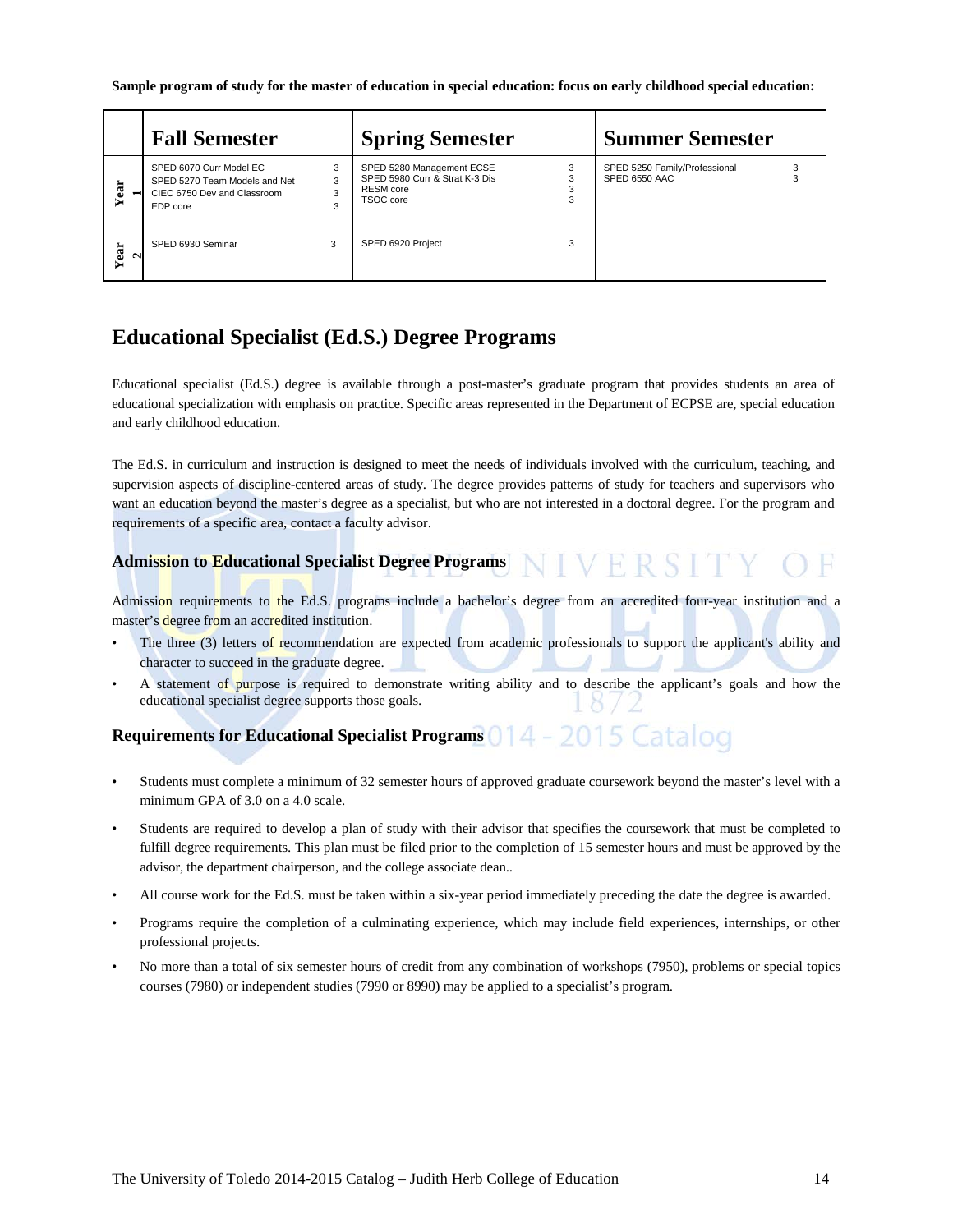**Sample program of study for the master of education in special education: focus on early childhood special education:**

| | Fall Semester | | Spring Semester | | Summer Semester | |
|---|---|---|---|---|---|---|
| Year 1 | SPED 6070 Curr Model EC<br>SPED 5270 Team Models and Net<br>CIEC 6750 Dev and Classroom<br>EDP core | 3<br>3<br>3<br>3 | SPED 5280 Management ECSE<br>SPED 5980 Curr & Strat K-3 Dis<br>RESM core<br>TSOC core | 3<br>3<br>3<br>3 | SPED 5250 Family/Professional<br>SPED 6550 AAC | 3<br>3 |
| Year 2 | SPED 6930 Seminar | 3 | SPED 6920 Project | 3 | | |

## Educational Specialist (Ed.S.) Degree Programs

Educational specialist (Ed.S.) degree is available through a post-master's graduate program that provides students an area of educational specialization with emphasis on practice. Specific areas represented in the Department of ECPSE are, special education and early childhood education.

The Ed.S. in curriculum and instruction is designed to meet the needs of individuals involved with the curriculum, teaching, and supervision aspects of discipline-centered areas of study. The degree provides patterns of study for teachers and supervisors who want an education beyond the master's degree as a specialist, but who are not interested in a doctoral degree. For the program and requirements of a specific area, contact a faculty advisor.

### Admission to Educational Specialist Degree Programs

Admission requirements to the Ed.S. programs include a bachelor's degree from an accredited four-year institution and a master's degree from an accredited institution.

- The three (3) letters of recommendation are expected from academic professionals to support the applicant's ability and character to succeed in the graduate degree.
- A statement of purpose is required to demonstrate writing ability and to describe the applicant's goals and how the educational specialist degree supports those goals.

### Requirements for Educational Specialist Programs

- Students must complete a minimum of 32 semester hours of approved graduate coursework beyond the master's level with a minimum GPA of 3.0 on a 4.0 scale.
- Students are required to develop a plan of study with their advisor that specifies the coursework that must be completed to fulfill degree requirements. This plan must be filed prior to the completion of 15 semester hours and must be approved by the advisor, the department chairperson, and the college associate dean..
- All course work for the Ed.S. must be taken within a six-year period immediately preceding the date the degree is awarded.
- Programs require the completion of a culminating experience, which may include field experiences, internships, or other professional projects.
- No more than a total of six semester hours of credit from any combination of workshops (7950), problems or special topics courses (7980) or independent studies (7990 or 8990) may be applied to a specialist's program.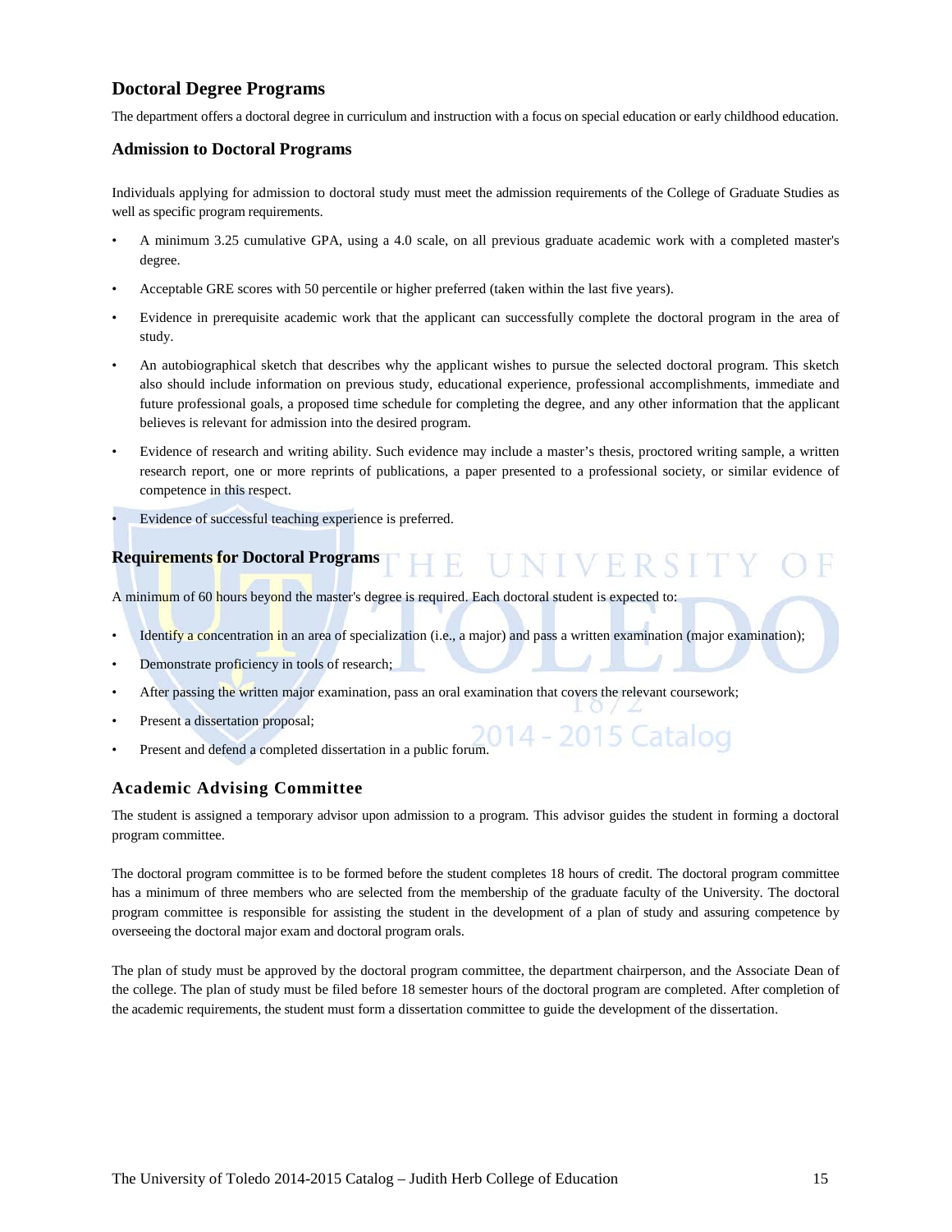## Doctoral Degree Programs

The department offers a doctoral degree in curriculum and instruction with a focus on special education or early childhood education.

### Admission to Doctoral Programs

Individuals applying for admission to doctoral study must meet the admission requirements of the College of Graduate Studies as well as specific program requirements.

- A minimum 3.25 cumulative GPA, using a 4.0 scale, on all previous graduate academic work with a completed master's degree.
- Acceptable GRE scores with 50 percentile or higher preferred (taken within the last five years).
- Evidence in prerequisite academic work that the applicant can successfully complete the doctoral program in the area of study.
- An autobiographical sketch that describes why the applicant wishes to pursue the selected doctoral program. This sketch also should include information on previous study, educational experience, professional accomplishments, immediate and future professional goals, a proposed time schedule for completing the degree, and any other information that the applicant believes is relevant for admission into the desired program.
- Evidence of research and writing ability. Such evidence may include a master's thesis, proctored writing sample, a written research report, one or more reprints of publications, a paper presented to a professional society, or similar evidence of competence in this respect.
- Evidence of successful teaching experience is preferred.

### Requirements for Doctoral Programs

A minimum of 60 hours beyond the master's degree is required. Each doctoral student is expected to:

- Identify a concentration in an area of specialization (i.e., a major) and pass a written examination (major examination);
- Demonstrate proficiency in tools of research;
- After passing the written major examination, pass an oral examination that covers the relevant coursework;
- Present a dissertation proposal;
- Present and defend a completed dissertation in a public forum.

### Academic Advising Committee

The student is assigned a temporary advisor upon admission to a program. This advisor guides the student in forming a doctoral program committee.

The doctoral program committee is to be formed before the student completes 18 hours of credit. The doctoral program committee has a minimum of three members who are selected from the membership of the graduate faculty of the University. The doctoral program committee is responsible for assisting the student in the development of a plan of study and assuring competence by overseeing the doctoral major exam and doctoral program orals.

The plan of study must be approved by the doctoral program committee, the department chairperson, and the Associate Dean of the college. The plan of study must be filed before 18 semester hours of the doctoral program are completed. After completion of the academic requirements, the student must form a dissertation committee to guide the development of the dissertation.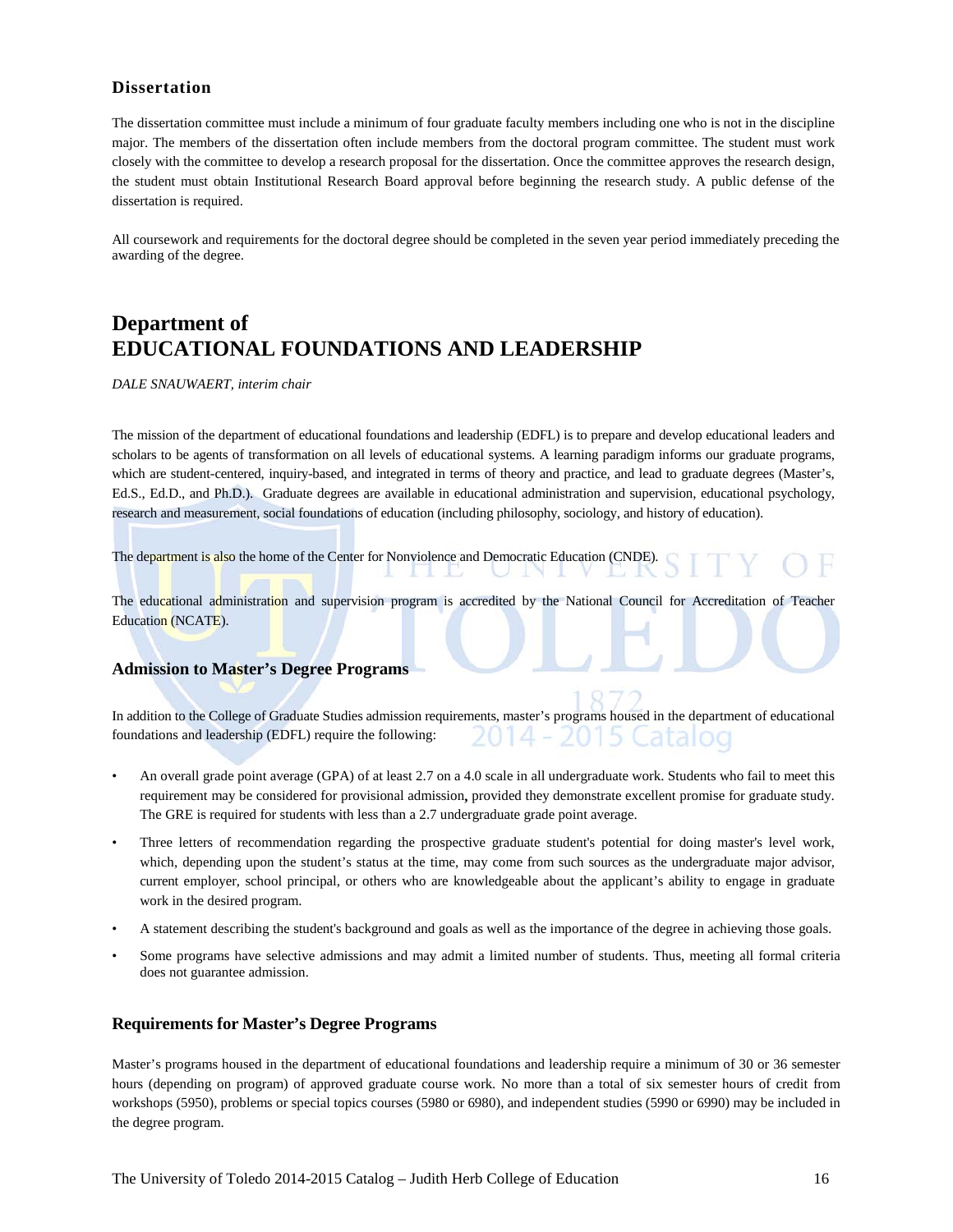### Dissertation

The dissertation committee must include a minimum of four graduate faculty members including one who is not in the discipline major. The members of the dissertation often include members from the doctoral program committee. The student must work closely with the committee to develop a research proposal for the dissertation. Once the committee approves the research design, the student must obtain Institutional Research Board approval before beginning the research study. A public defense of the dissertation is required.

All coursework and requirements for the doctoral degree should be completed in the seven year period immediately preceding the awarding of the degree.

## Department of EDUCATIONAL FOUNDATIONS AND LEADERSHIP

*DALE SNAUWAERT, interim chair*

The mission of the department of educational foundations and leadership (EDFL) is to prepare and develop educational leaders and scholars to be agents of transformation on all levels of educational systems. A learning paradigm informs our graduate programs, which are student-centered, inquiry-based, and integrated in terms of theory and practice, and lead to graduate degrees (Master's, Ed.S., Ed.D., and Ph.D.). Graduate degrees are available in educational administration and supervision, educational psychology, research and measurement, social foundations of education (including philosophy, sociology, and history of education).

The department is also the home of the Center for Nonviolence and Democratic Education (CNDE).

The educational administration and supervision program is accredited by the National Council for Accreditation of Teacher Education (NCATE).

### Admission to Master's Degree Programs

In addition to the College of Graduate Studies admission requirements, master's programs housed in the department of educational foundations and leadership (EDFL) require the following:

- An overall grade point average (GPA) of at least 2.7 on a 4.0 scale in all undergraduate work. Students who fail to meet this requirement may be considered for provisional admission**,** provided they demonstrate excellent promise for graduate study. The GRE is required for students with less than a 2.7 undergraduate grade point average.
- Three letters of recommendation regarding the prospective graduate student's potential for doing master's level work, which, depending upon the student's status at the time, may come from such sources as the undergraduate major advisor, current employer, school principal, or others who are knowledgeable about the applicant's ability to engage in graduate work in the desired program.
- A statement describing the student's background and goals as well as the importance of the degree in achieving those goals.
- Some programs have selective admissions and may admit a limited number of students. Thus, meeting all formal criteria does not guarantee admission.

### Requirements for Master's Degree Programs

Master's programs housed in the department of educational foundations and leadership require a minimum of 30 or 36 semester hours (depending on program) of approved graduate course work. No more than a total of six semester hours of credit from workshops (5950), problems or special topics courses (5980 or 6980), and independent studies (5990 or 6990) may be included in the degree program.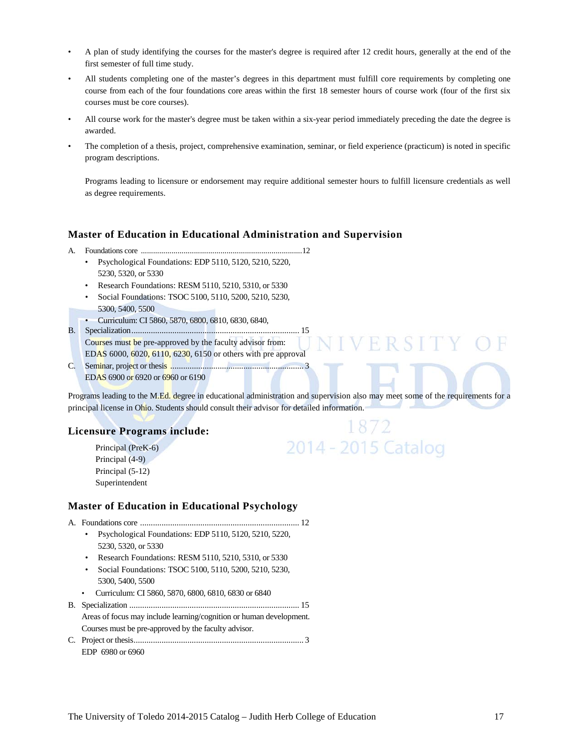- A plan of study identifying the courses for the master's degree is required after 12 credit hours, generally at the end of the first semester of full time study.
- All students completing one of the master's degrees in this department must fulfill core requirements by completing one course from each of the four foundations core areas within the first 18 semester hours of course work (four of the first six courses must be core courses).
- All course work for the master's degree must be taken within a six-year period immediately preceding the date the degree is awarded.
- The completion of a thesis, project, comprehensive examination, seminar, or field experience (practicum) is noted in specific program descriptions.

  Programs leading to licensure or endorsement may require additional semester hours to fulfill licensure credentials as well as degree requirements.

### Master of Education in Educational Administration and Supervision

A. Foundations core ..........................................................................12
- Psychological Foundations: EDP 5110, 5120, 5210, 5220, 5230, 5320, or 5330
- Research Foundations: RESM 5110, 5210, 5310, or 5330
- Social Foundations: TSOC 5100, 5110, 5200, 5210, 5230, 5300, 5400, 5500
- Curriculum: CI 5860, 5870, 6800, 6810, 6830, 6840,

B. Specialization.......................................................................... 15
Courses must be pre-approved by the faculty advisor from:
EDAS 6000, 6020, 6110, 6230, 6150 or others with pre approval

C. Seminar, project or thesis ............................................................ 3
EDAS 6900 or 6920 or 6960 or 6190

Programs leading to the M.Ed. degree in educational administration and supervision also may meet some of the requirements for a principal license in Ohio. Students should consult their advisor for detailed information.

### Licensure Programs include:

Principal (PreK-6)
Principal (4-9)
Principal (5-12)
Superintendent

### Master of Education in Educational Psychology

A. Foundations core .......................................................................... 12
- Psychological Foundations: EDP 5110, 5120, 5210, 5220, 5230, 5320, or 5330
- Research Foundations: RESM 5110, 5210, 5310, or 5330
- Social Foundations: TSOC 5100, 5110, 5200, 5210, 5230, 5300, 5400, 5500
- Curriculum: CI 5860, 5870, 6800, 6810, 6830 or 6840

B. Specialization .............................................................................. 15
Areas of focus may include learning/cognition or human development.
Courses must be pre-approved by the faculty advisor.

C. Project or thesis.............................................................................. 3
EDP 6980 or 6960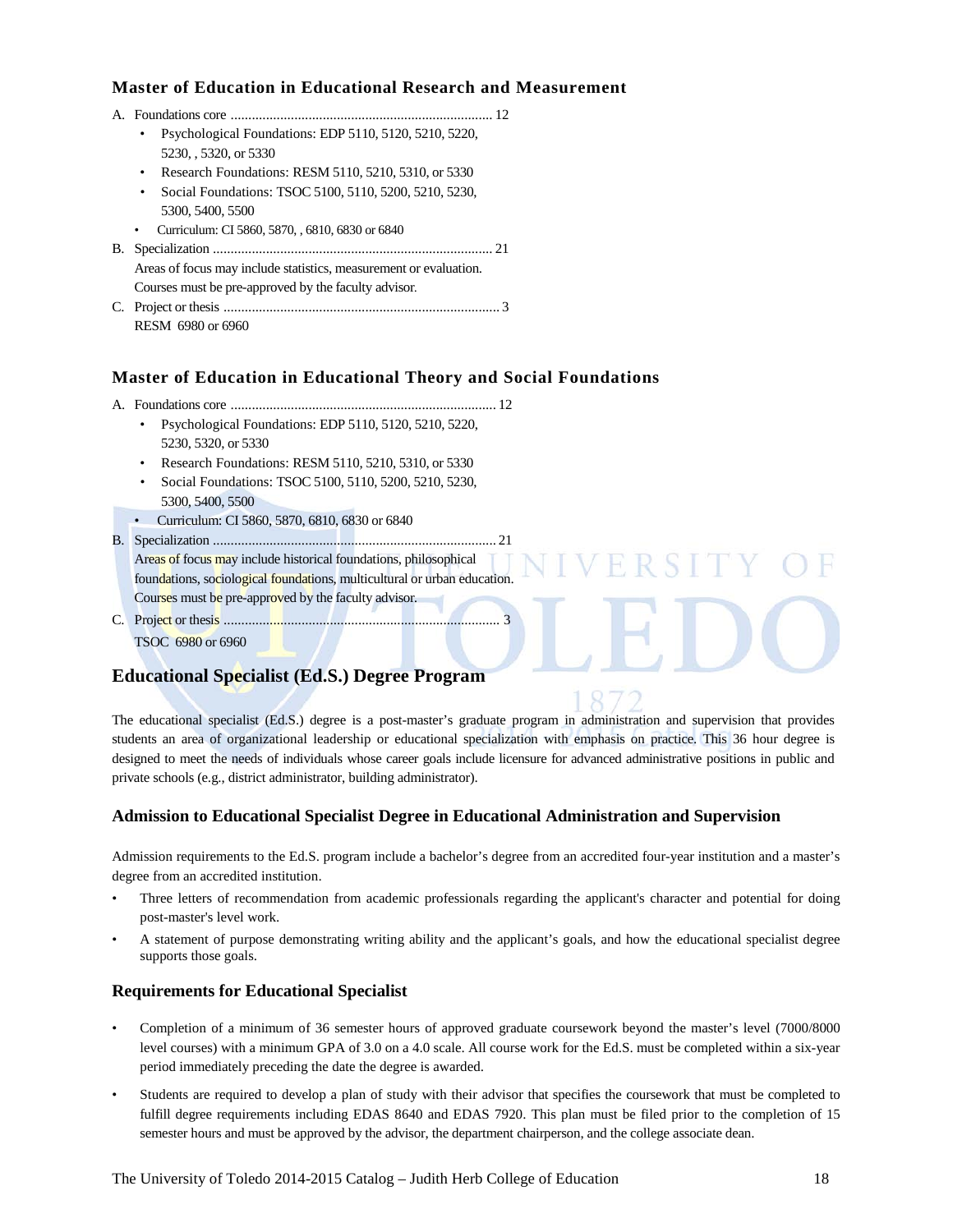## Master of Education in Educational Research and Measurement

A. Foundations core ........................................................................ 12
   - Psychological Foundations: EDP 5110, 5120, 5210, 5220, 5230, , 5320, or 5330
   - Research Foundations: RESM 5110, 5210, 5310, or 5330
   - Social Foundations: TSOC 5100, 5110, 5200, 5210, 5230, 5300, 5400, 5500
   - Curriculum: CI 5860, 5870, , 6810, 6830 or 6840

B. Specialization ........................................................................ 21
   Areas of focus may include statistics, measurement or evaluation. Courses must be pre-approved by the faculty advisor.

C. Project or thesis ........................................................................ 3
   RESM 6980 or 6960

## Master of Education in Educational Theory and Social Foundations

A. Foundations core ........................................................................ 12
   - Psychological Foundations: EDP 5110, 5120, 5210, 5220, 5230, 5320, or 5330
   - Research Foundations: RESM 5110, 5210, 5310, or 5330
   - Social Foundations: TSOC 5100, 5110, 5200, 5210, 5230, 5300, 5400, 5500
   - Curriculum: CI 5860, 5870, 6810, 6830 or 6840

B. Specialization ........................................................................ 21
   Areas of focus may include historical foundations, philosophical foundations, sociological foundations, multicultural or urban education. Courses must be pre-approved by the faculty advisor.

C. Project or thesis ........................................................................ 3
   TSOC 6980 or 6960

## Educational Specialist (Ed.S.) Degree Program

The educational specialist (Ed.S.) degree is a post-master's graduate program in administration and supervision that provides students an area of organizational leadership or educational specialization with emphasis on practice. This 36 hour degree is designed to meet the needs of individuals whose career goals include licensure for advanced administrative positions in public and private schools (e.g., district administrator, building administrator).

### Admission to Educational Specialist Degree in Educational Administration and Supervision

Admission requirements to the Ed.S. program include a bachelor's degree from an accredited four-year institution and a master's degree from an accredited institution.

- Three letters of recommendation from academic professionals regarding the applicant's character and potential for doing post-master's level work.
- A statement of purpose demonstrating writing ability and the applicant's goals, and how the educational specialist degree supports those goals.

### Requirements for Educational Specialist

- Completion of a minimum of 36 semester hours of approved graduate coursework beyond the master's level (7000/8000 level courses) with a minimum GPA of 3.0 on a 4.0 scale. All course work for the Ed.S. must be completed within a six-year period immediately preceding the date the degree is awarded.
- Students are required to develop a plan of study with their advisor that specifies the coursework that must be completed to fulfill degree requirements including EDAS 8640 and EDAS 7920. This plan must be filed prior to the completion of 15 semester hours and must be approved by the advisor, the department chairperson, and the college associate dean.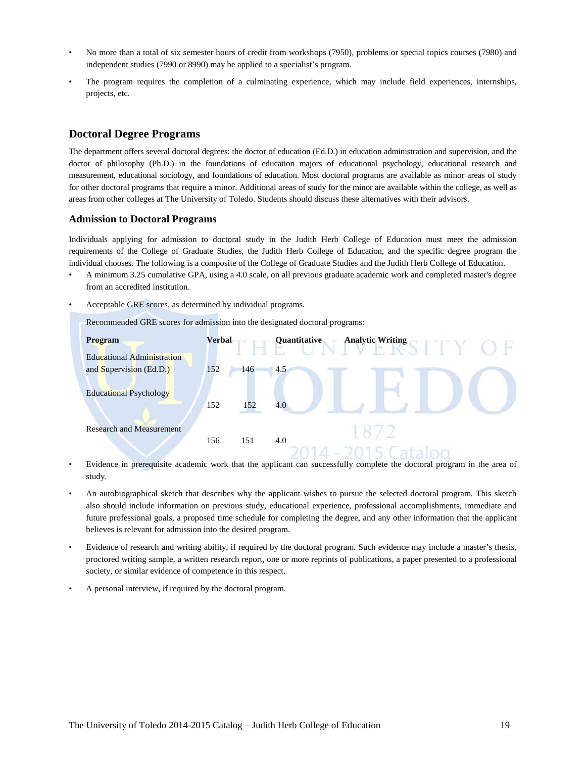- No more than a total of six semester hours of credit from workshops (7950), problems or special topics courses (7980) and independent studies (7990 or 8990) may be applied to a specialist's program.
- The program requires the completion of a culminating experience, which may include field experiences, internships, projects, etc.

## Doctoral Degree Programs

The department offers several doctoral degrees: the doctor of education (Ed.D.) in education administration and supervision, and the doctor of philosophy (Ph.D.) in the foundations of education majors of educational psychology, educational research and measurement, educational sociology, and foundations of education. Most doctoral programs are available as minor areas of study for other doctoral programs that require a minor. Additional areas of study for the minor are available within the college, as well as areas from other colleges at The University of Toledo. Students should discuss these alternatives with their advisors.

### Admission to Doctoral Programs

Individuals applying for admission to doctoral study in the Judith Herb College of Education must meet the admission requirements of the College of Graduate Studies, the Judith Herb College of Education, and the specific degree program the individual chooses. The following is a composite of the College of Graduate Studies and the Judith Herb College of Education.

- A minimum 3.25 cumulative GPA, using a 4.0 scale, on all previous graduate academic work and completed master's degree from an accredited institution.
- Acceptable GRE scores, as determined by individual programs.

  Recommended GRE scores for admission into the designated doctoral programs:

| Program | Verbal | Quantitative | Analytic Writing |
|---|---|---|---|
| Educational Administration and Supervision (Ed.D.) | 152 | 146 | 4.5 |
| Educational Psychology | 152 | 152 | 4.0 |
| Research and Measurement | 156 | 151 | 4.0 |

- Evidence in prerequisite academic work that the applicant can successfully complete the doctoral program in the area of study.
- An autobiographical sketch that describes why the applicant wishes to pursue the selected doctoral program. This sketch also should include information on previous study, educational experience, professional accomplishments, immediate and future professional goals, a proposed time schedule for completing the degree, and any other information that the applicant believes is relevant for admission into the desired program.
- Evidence of research and writing ability, if required by the doctoral program. Such evidence may include a master's thesis, proctored writing sample, a written research report, one or more reprints of publications, a paper presented to a professional society, or similar evidence of competence in this respect.
- A personal interview, if required by the doctoral program.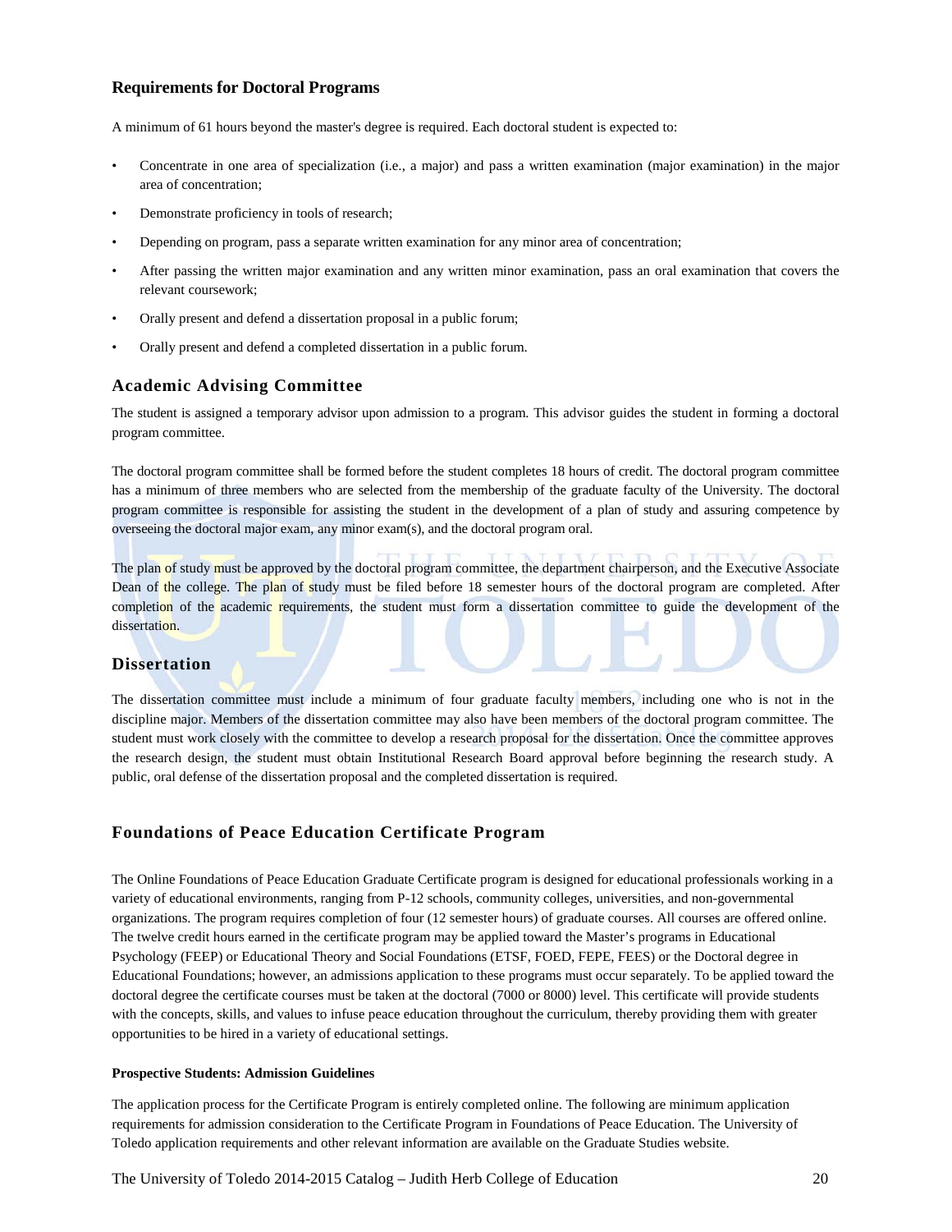### Requirements for Doctoral Programs

A minimum of 61 hours beyond the master's degree is required. Each doctoral student is expected to:

- Concentrate in one area of specialization (i.e., a major) and pass a written examination (major examination) in the major area of concentration;
- Demonstrate proficiency in tools of research;
- Depending on program, pass a separate written examination for any minor area of concentration;
- After passing the written major examination and any written minor examination, pass an oral examination that covers the relevant coursework;
- Orally present and defend a dissertation proposal in a public forum;
- Orally present and defend a completed dissertation in a public forum.

## Academic Advising Committee

The student is assigned a temporary advisor upon admission to a program. This advisor guides the student in forming a doctoral program committee.

The doctoral program committee shall be formed before the student completes 18 hours of credit. The doctoral program committee has a minimum of three members who are selected from the membership of the graduate faculty of the University. The doctoral program committee is responsible for assisting the student in the development of a plan of study and assuring competence by overseeing the doctoral major exam, any minor exam(s), and the doctoral program oral.

The plan of study must be approved by the doctoral program committee, the department chairperson, and the Executive Associate Dean of the college. The plan of study must be filed before 18 semester hours of the doctoral program are completed. After completion of the academic requirements, the student must form a dissertation committee to guide the development of the dissertation.

## Dissertation

The dissertation committee must include a minimum of four graduate faculty members, including one who is not in the discipline major. Members of the dissertation committee may also have been members of the doctoral program committee. The student must work closely with the committee to develop a research proposal for the dissertation. Once the committee approves the research design, the student must obtain Institutional Research Board approval before beginning the research study. A public, oral defense of the dissertation proposal and the completed dissertation is required.

## Foundations of Peace Education Certificate Program

The Online Foundations of Peace Education Graduate Certificate program is designed for educational professionals working in a variety of educational environments, ranging from P-12 schools, community colleges, universities, and non-governmental organizations. The program requires completion of four (12 semester hours) of graduate courses. All courses are offered online. The twelve credit hours earned in the certificate program may be applied toward the Master's programs in Educational Psychology (FEEP) or Educational Theory and Social Foundations (ETSF, FOED, FEPE, FEES) or the Doctoral degree in Educational Foundations; however, an admissions application to these programs must occur separately. To be applied toward the doctoral degree the certificate courses must be taken at the doctoral (7000 or 8000) level. This certificate will provide students with the concepts, skills, and values to infuse peace education throughout the curriculum, thereby providing them with greater opportunities to be hired in a variety of educational settings.

**Prospective Students: Admission Guidelines**

The application process for the Certificate Program is entirely completed online. The following are minimum application requirements for admission consideration to the Certificate Program in Foundations of Peace Education. The University of Toledo application requirements and other relevant information are available on the Graduate Studies website.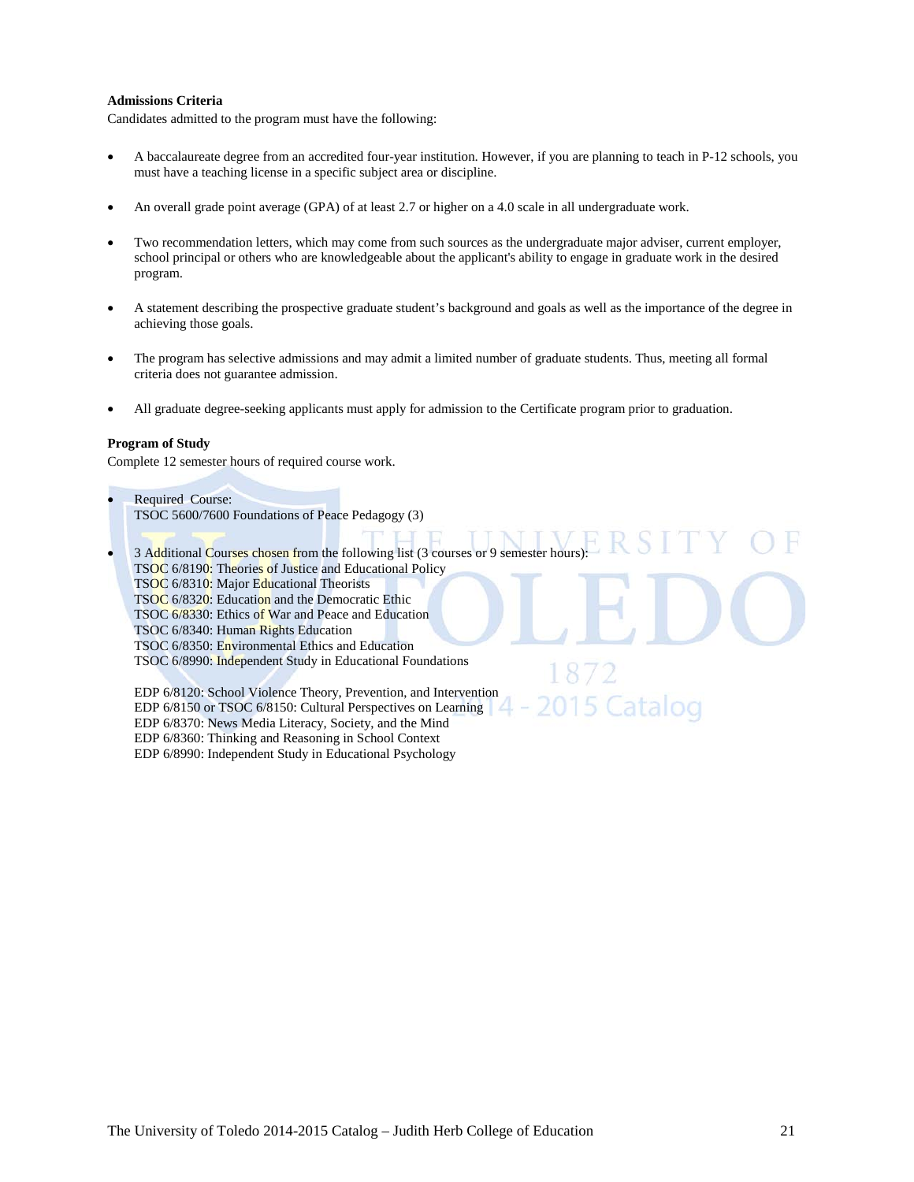**Admissions Criteria**
Candidates admitted to the program must have the following:

- A baccalaureate degree from an accredited four-year institution. However, if you are planning to teach in P-12 schools, you must have a teaching license in a specific subject area or discipline.
- An overall grade point average (GPA) of at least 2.7 or higher on a 4.0 scale in all undergraduate work.
- Two recommendation letters, which may come from such sources as the undergraduate major adviser, current employer, school principal or others who are knowledgeable about the applicant's ability to engage in graduate work in the desired program.
- A statement describing the prospective graduate student's background and goals as well as the importance of the degree in achieving those goals.
- The program has selective admissions and may admit a limited number of graduate students. Thus, meeting all formal criteria does not guarantee admission.
- All graduate degree-seeking applicants must apply for admission to the Certificate program prior to graduation.

**Program of Study**
Complete 12 semester hours of required course work.

- Required Course:
  TSOC 5600/7600 Foundations of Peace Pedagogy (3)
- 3 Additional Courses chosen from the following list (3 courses or 9 semester hours):
  TSOC 6/8190: Theories of Justice and Educational Policy
  TSOC 6/8310: Major Educational Theorists
  TSOC 6/8320: Education and the Democratic Ethic
  TSOC 6/8330: Ethics of War and Peace and Education
  TSOC 6/8340: Human Rights Education
  TSOC 6/8350: Environmental Ethics and Education
  TSOC 6/8990: Independent Study in Educational Foundations

  EDP 6/8120: School Violence Theory, Prevention, and Intervention
  EDP 6/8150 or TSOC 6/8150: Cultural Perspectives on Learning
  EDP 6/8370: News Media Literacy, Society, and the Mind
  EDP 6/8360: Thinking and Reasoning in School Context
  EDP 6/8990: Independent Study in Educational Psychology